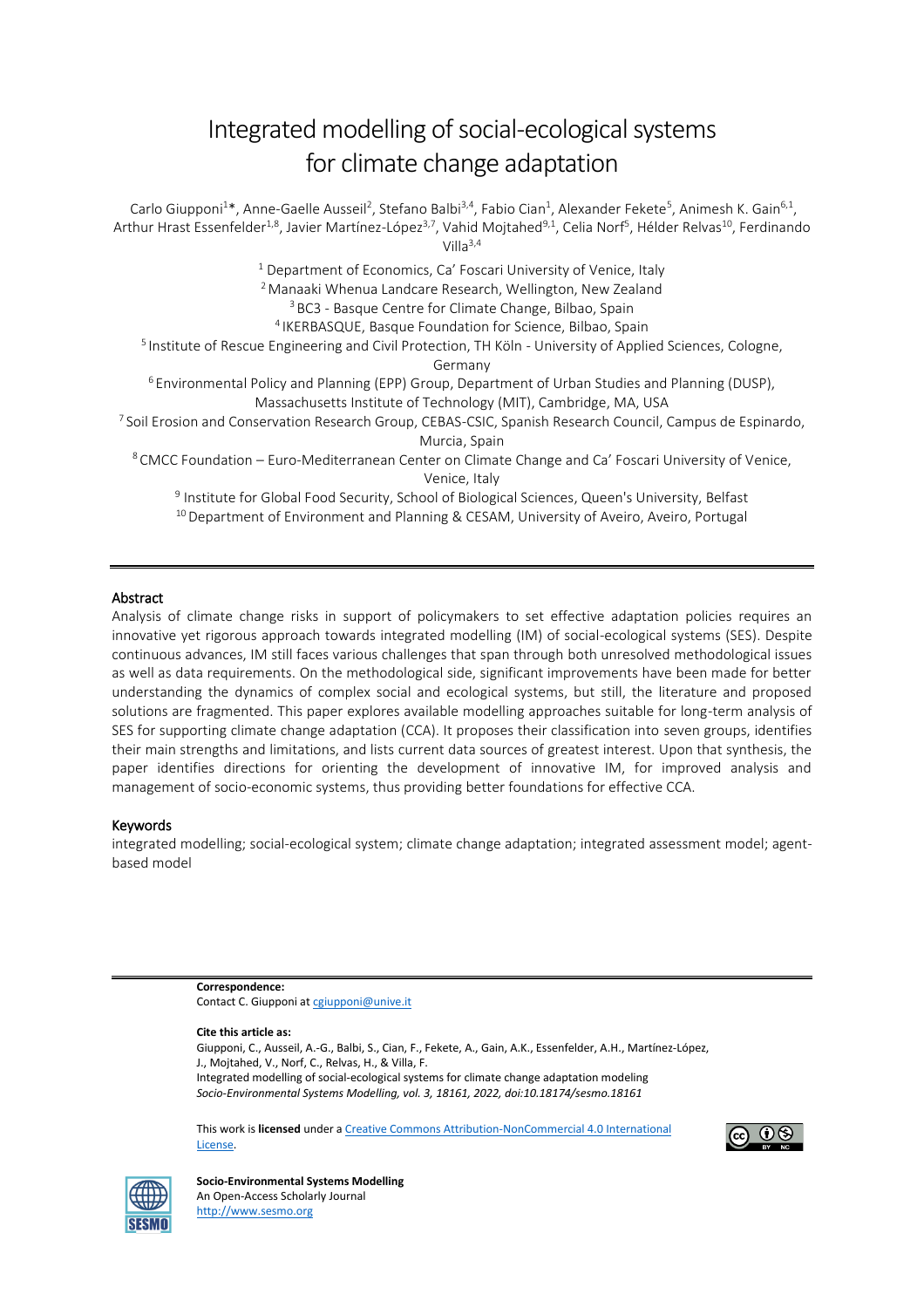# Integrated modelling of social-ecological systems for climate change adaptation

Carlo Giupponi[1]*, Anne-Gaelle Ausseil[2], Stefano Balbi[3,4], Fabio Cian[1], Alexander Fekete[5], Animesh K. Gain[6,1], Arthur Hrast Essenfelder[1,8], Javier Martínez-López[3,7], Vahid Mojtahed[9,1], Celia Norf[5], Hélder Relvas[10], Ferdinando Villa[3,4]

[1] Department of Economics, Ca' Foscari University of Venice, Italy
[2] Manaaki Whenua Landcare Research, Wellington, New Zealand
[3] BC3 - Basque Centre for Climate Change, Bilbao, Spain
[4] IKERBASQUE, Basque Foundation for Science, Bilbao, Spain
[5] Institute of Rescue Engineering and Civil Protection, TH Köln - University of Applied Sciences, Cologne, Germany
[6] Environmental Policy and Planning (EPP) Group, Department of Urban Studies and Planning (DUSP), Massachusetts Institute of Technology (MIT), Cambridge, MA, USA
[7] Soil Erosion and Conservation Research Group, CEBAS-CSIC, Spanish Research Council, Campus de Espinardo, Murcia, Spain
[8] CMCC Foundation – Euro-Mediterranean Center on Climate Change and Ca' Foscari University of Venice, Venice, Italy
[9] Institute for Global Food Security, School of Biological Sciences, Queen's University, Belfast
[10] Department of Environment and Planning & CESAM, University of Aveiro, Aveiro, Portugal

## Abstract

Analysis of climate change risks in support of policymakers to set effective adaptation policies requires an innovative yet rigorous approach towards integrated modelling (IM) of social-ecological systems (SES). Despite continuous advances, IM still faces various challenges that span through both unresolved methodological issues as well as data requirements. On the methodological side, significant improvements have been made for better understanding the dynamics of complex social and ecological systems, but still, the literature and proposed solutions are fragmented. This paper explores available modelling approaches suitable for long-term analysis of SES for supporting climate change adaptation (CCA). It proposes their classification into seven groups, identifies their main strengths and limitations, and lists current data sources of greatest interest. Upon that synthesis, the paper identifies directions for orienting the development of innovative IM, for improved analysis and management of socio-economic systems, thus providing better foundations for effective CCA.

## Keywords

integrated modelling; social-ecological system; climate change adaptation; integrated assessment model; agent-based model

**Correspondence:**
Contact C. Giupponi at cgiupponi@unive.it

**Cite this article as:**
Giupponi, C., Ausseil, A.-G., Balbi, S., Cian, F., Fekete, A., Gain, A.K., Essenfelder, A.H., Martínez-López, J., Mojtahed, V., Norf, C., Relvas, H., & Villa, F.
Integrated modelling of social-ecological systems for climate change adaptation modeling
*Socio-Environmental Systems Modelling, vol. 3, 18161, 2022, doi:10.18174/sesmo.18161*

This work is **licensed** under a Creative Commons Attribution-NonCommercial 4.0 International License.

**Socio-Environmental Systems Modelling**
An Open-Access Scholarly Journal
http://www.sesmo.org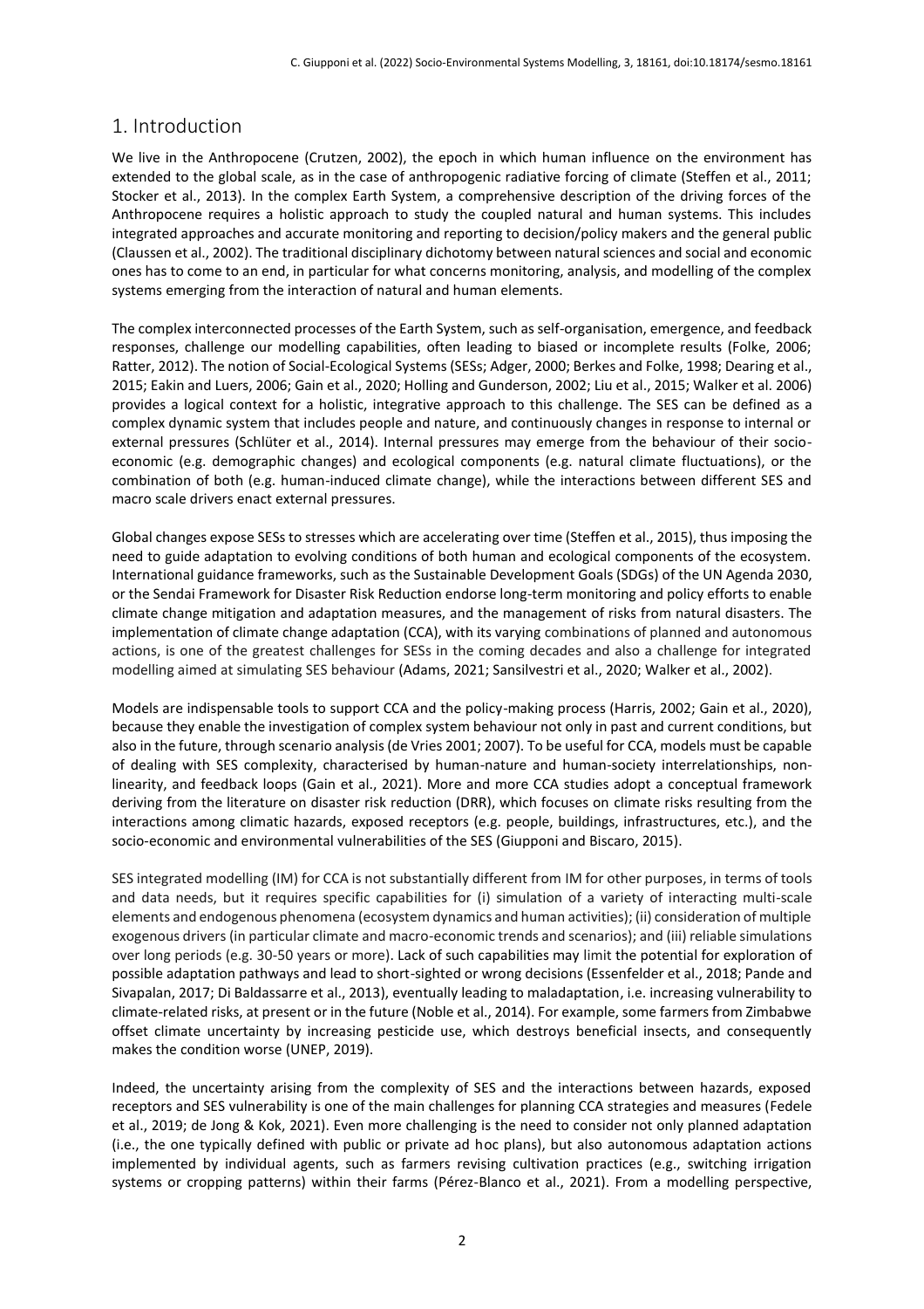## 1. Introduction

We live in the Anthropocene (Crutzen, 2002), the epoch in which human influence on the environment has extended to the global scale, as in the case of anthropogenic radiative forcing of climate (Steffen et al., 2011; Stocker et al., 2013). In the complex Earth System, a comprehensive description of the driving forces of the Anthropocene requires a holistic approach to study the coupled natural and human systems. This includes integrated approaches and accurate monitoring and reporting to decision/policy makers and the general public (Claussen et al., 2002). The traditional disciplinary dichotomy between natural sciences and social and economic ones has to come to an end, in particular for what concerns monitoring, analysis, and modelling of the complex systems emerging from the interaction of natural and human elements.

The complex interconnected processes of the Earth System, such as self-organisation, emergence, and feedback responses, challenge our modelling capabilities, often leading to biased or incomplete results (Folke, 2006; Ratter, 2012). The notion of Social-Ecological Systems (SESs; Adger, 2000; Berkes and Folke, 1998; Dearing et al., 2015; Eakin and Luers, 2006; Gain et al., 2020; Holling and Gunderson, 2002; Liu et al., 2015; Walker et al. 2006) provides a logical context for a holistic, integrative approach to this challenge. The SES can be defined as a complex dynamic system that includes people and nature, and continuously changes in response to internal or external pressures (Schlüter et al., 2014). Internal pressures may emerge from the behaviour of their socio-economic (e.g. demographic changes) and ecological components (e.g. natural climate fluctuations), or the combination of both (e.g. human-induced climate change), while the interactions between different SES and macro scale drivers enact external pressures.

Global changes expose SESs to stresses which are accelerating over time (Steffen et al., 2015), thus imposing the need to guide adaptation to evolving conditions of both human and ecological components of the ecosystem. International guidance frameworks, such as the Sustainable Development Goals (SDGs) of the UN Agenda 2030, or the Sendai Framework for Disaster Risk Reduction endorse long-term monitoring and policy efforts to enable climate change mitigation and adaptation measures, and the management of risks from natural disasters. The implementation of climate change adaptation (CCA), with its varying combinations of planned and autonomous actions, is one of the greatest challenges for SESs in the coming decades and also a challenge for integrated modelling aimed at simulating SES behaviour (Adams, 2021; Sansilvestri et al., 2020; Walker et al., 2002).

Models are indispensable tools to support CCA and the policy-making process (Harris, 2002; Gain et al., 2020), because they enable the investigation of complex system behaviour not only in past and current conditions, but also in the future, through scenario analysis (de Vries 2001; 2007). To be useful for CCA, models must be capable of dealing with SES complexity, characterised by human-nature and human-society interrelationships, non-linearity, and feedback loops (Gain et al., 2021). More and more CCA studies adopt a conceptual framework deriving from the literature on disaster risk reduction (DRR), which focuses on climate risks resulting from the interactions among climatic hazards, exposed receptors (e.g. people, buildings, infrastructures, etc.), and the socio-economic and environmental vulnerabilities of the SES (Giupponi and Biscaro, 2015).

SES integrated modelling (IM) for CCA is not substantially different from IM for other purposes, in terms of tools and data needs, but it requires specific capabilities for (i) simulation of a variety of interacting multi-scale elements and endogenous phenomena (ecosystem dynamics and human activities); (ii) consideration of multiple exogenous drivers (in particular climate and macro-economic trends and scenarios); and (iii) reliable simulations over long periods (e.g. 30-50 years or more). Lack of such capabilities may limit the potential for exploration of possible adaptation pathways and lead to short-sighted or wrong decisions (Essenfelder et al., 2018; Pande and Sivapalan, 2017; Di Baldassarre et al., 2013), eventually leading to maladaptation, i.e. increasing vulnerability to climate-related risks, at present or in the future (Noble et al., 2014). For example, some farmers from Zimbabwe offset climate uncertainty by increasing pesticide use, which destroys beneficial insects, and consequently makes the condition worse (UNEP, 2019).

Indeed, the uncertainty arising from the complexity of SES and the interactions between hazards, exposed receptors and SES vulnerability is one of the main challenges for planning CCA strategies and measures (Fedele et al., 2019; de Jong & Kok, 2021). Even more challenging is the need to consider not only planned adaptation (i.e., the one typically defined with public or private ad hoc plans), but also autonomous adaptation actions implemented by individual agents, such as farmers revising cultivation practices (e.g., switching irrigation systems or cropping patterns) within their farms (Pérez-Blanco et al., 2021). From a modelling perspective,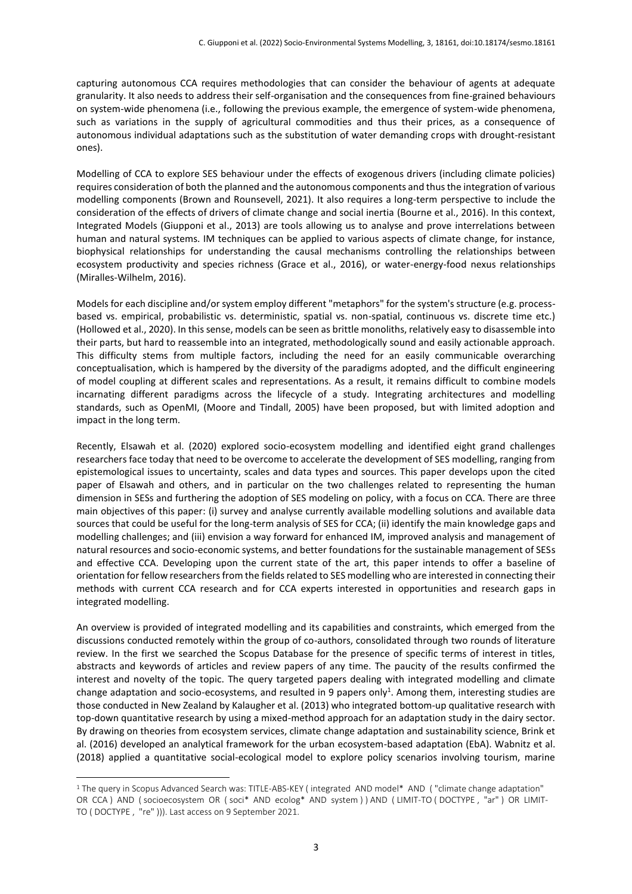capturing autonomous CCA requires methodologies that can consider the behaviour of agents at adequate granularity. It also needs to address their self-organisation and the consequences from fine-grained behaviours on system-wide phenomena (i.e., following the previous example, the emergence of system-wide phenomena, such as variations in the supply of agricultural commodities and thus their prices, as a consequence of autonomous individual adaptations such as the substitution of water demanding crops with drought-resistant ones).

Modelling of CCA to explore SES behaviour under the effects of exogenous drivers (including climate policies) requires consideration of both the planned and the autonomous components and thus the integration of various modelling components (Brown and Rounsevell, 2021). It also requires a long-term perspective to include the consideration of the effects of drivers of climate change and social inertia (Bourne et al., 2016). In this context, Integrated Models (Giupponi et al., 2013) are tools allowing us to analyse and prove interrelations between human and natural systems. IM techniques can be applied to various aspects of climate change, for instance, biophysical relationships for understanding the causal mechanisms controlling the relationships between ecosystem productivity and species richness (Grace et al., 2016), or water-energy-food nexus relationships (Miralles-Wilhelm, 2016).

Models for each discipline and/or system employ different "metaphors" for the system's structure (e.g. process-based vs. empirical, probabilistic vs. deterministic, spatial vs. non-spatial, continuous vs. discrete time etc.) (Hollowed et al., 2020). In this sense, models can be seen as brittle monoliths, relatively easy to disassemble into their parts, but hard to reassemble into an integrated, methodologically sound and easily actionable approach. This difficulty stems from multiple factors, including the need for an easily communicable overarching conceptualisation, which is hampered by the diversity of the paradigms adopted, and the difficult engineering of model coupling at different scales and representations. As a result, it remains difficult to combine models incarnating different paradigms across the lifecycle of a study. Integrating architectures and modelling standards, such as OpenMI, (Moore and Tindall, 2005) have been proposed, but with limited adoption and impact in the long term.

Recently, Elsawah et al. (2020) explored socio-ecosystem modelling and identified eight grand challenges researchers face today that need to be overcome to accelerate the development of SES modelling, ranging from epistemological issues to uncertainty, scales and data types and sources. This paper develops upon the cited paper of Elsawah and others, and in particular on the two challenges related to representing the human dimension in SESs and furthering the adoption of SES modeling on policy, with a focus on CCA. There are three main objectives of this paper: (i) survey and analyse currently available modelling solutions and available data sources that could be useful for the long-term analysis of SES for CCA; (ii) identify the main knowledge gaps and modelling challenges; and (iii) envision a way forward for enhanced IM, improved analysis and management of natural resources and socio-economic systems, and better foundations for the sustainable management of SESs and effective CCA. Developing upon the current state of the art, this paper intends to offer a baseline of orientation for fellow researchers from the fields related to SES modelling who are interested in connecting their methods with current CCA research and for CCA experts interested in opportunities and research gaps in integrated modelling.

An overview is provided of integrated modelling and its capabilities and constraints, which emerged from the discussions conducted remotely within the group of co-authors, consolidated through two rounds of literature review. In the first we searched the Scopus Database for the presence of specific terms of interest in titles, abstracts and keywords of articles and review papers of any time. The paucity of the results confirmed the interest and novelty of the topic. The query targeted papers dealing with integrated modelling and climate change adaptation and socio-ecosystems, and resulted in 9 papers only[1]. Among them, interesting studies are those conducted in New Zealand by Kalaugher et al. (2013) who integrated bottom-up qualitative research with top-down quantitative research by using a mixed-method approach for an adaptation study in the dairy sector. By drawing on theories from ecosystem services, climate change adaptation and sustainability science, Brink et al. (2016) developed an analytical framework for the urban ecosystem-based adaptation (EbA). Wabnitz et al. (2018) applied a quantitative social-ecological model to explore policy scenarios involving tourism, marine

[1] The query in Scopus Advanced Search was: TITLE-ABS-KEY ( integrated AND model* AND ( "climate change adaptation" OR CCA ) AND ( socioecosystem OR ( soci* AND ecolog* AND system ) ) AND ( LIMIT-TO ( DOCTYPE , "ar" ) OR LIMIT-TO ( DOCTYPE , "re" ))). Last access on 9 September 2021.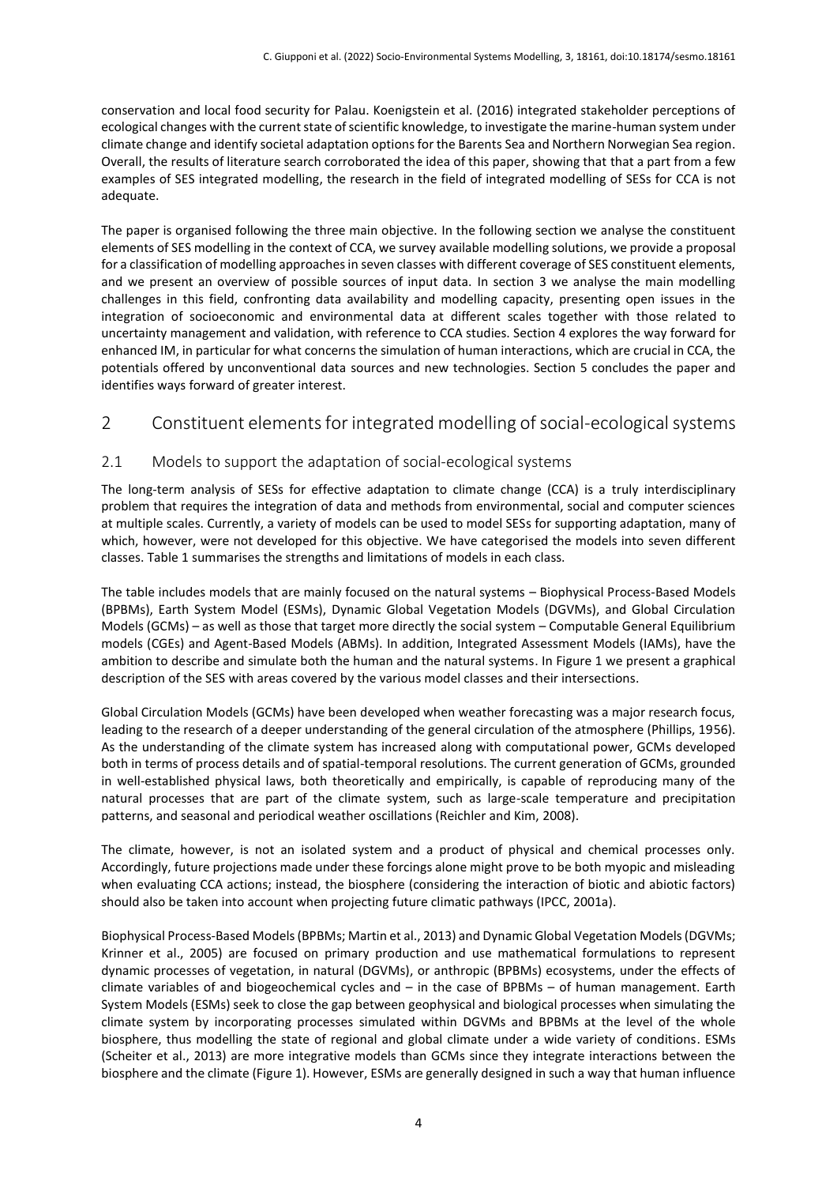conservation and local food security for Palau. Koenigstein et al. (2016) integrated stakeholder perceptions of ecological changes with the current state of scientific knowledge, to investigate the marine-human system under climate change and identify societal adaptation options for the Barents Sea and Northern Norwegian Sea region. Overall, the results of literature search corroborated the idea of this paper, showing that that a part from a few examples of SES integrated modelling, the research in the field of integrated modelling of SESs for CCA is not adequate.

The paper is organised following the three main objective. In the following section we analyse the constituent elements of SES modelling in the context of CCA, we survey available modelling solutions, we provide a proposal for a classification of modelling approaches in seven classes with different coverage of SES constituent elements, and we present an overview of possible sources of input data. In section 3 we analyse the main modelling challenges in this field, confronting data availability and modelling capacity, presenting open issues in the integration of socioeconomic and environmental data at different scales together with those related to uncertainty management and validation, with reference to CCA studies. Section 4 explores the way forward for enhanced IM, in particular for what concerns the simulation of human interactions, which are crucial in CCA, the potentials offered by unconventional data sources and new technologies. Section 5 concludes the paper and identifies ways forward of greater interest.

# 2 Constituent elements for integrated modelling of social-ecological systems

## 2.1 Models to support the adaptation of social-ecological systems

The long-term analysis of SESs for effective adaptation to climate change (CCA) is a truly interdisciplinary problem that requires the integration of data and methods from environmental, social and computer sciences at multiple scales. Currently, a variety of models can be used to model SESs for supporting adaptation, many of which, however, were not developed for this objective. We have categorised the models into seven different classes. Table 1 summarises the strengths and limitations of models in each class.

The table includes models that are mainly focused on the natural systems – Biophysical Process-Based Models (BPBMs), Earth System Model (ESMs), Dynamic Global Vegetation Models (DGVMs), and Global Circulation Models (GCMs) – as well as those that target more directly the social system – Computable General Equilibrium models (CGEs) and Agent-Based Models (ABMs). In addition, Integrated Assessment Models (IAMs), have the ambition to describe and simulate both the human and the natural systems. In Figure 1 we present a graphical description of the SES with areas covered by the various model classes and their intersections.

Global Circulation Models (GCMs) have been developed when weather forecasting was a major research focus, leading to the research of a deeper understanding of the general circulation of the atmosphere (Phillips, 1956). As the understanding of the climate system has increased along with computational power, GCMs developed both in terms of process details and of spatial-temporal resolutions. The current generation of GCMs, grounded in well-established physical laws, both theoretically and empirically, is capable of reproducing many of the natural processes that are part of the climate system, such as large-scale temperature and precipitation patterns, and seasonal and periodical weather oscillations (Reichler and Kim, 2008).

The climate, however, is not an isolated system and a product of physical and chemical processes only. Accordingly, future projections made under these forcings alone might prove to be both myopic and misleading when evaluating CCA actions; instead, the biosphere (considering the interaction of biotic and abiotic factors) should also be taken into account when projecting future climatic pathways (IPCC, 2001a).

Biophysical Process-Based Models (BPBMs; Martin et al., 2013) and Dynamic Global Vegetation Models (DGVMs; Krinner et al., 2005) are focused on primary production and use mathematical formulations to represent dynamic processes of vegetation, in natural (DGVMs), or anthropic (BPBMs) ecosystems, under the effects of climate variables of and biogeochemical cycles and – in the case of BPBMs – of human management. Earth System Models (ESMs) seek to close the gap between geophysical and biological processes when simulating the climate system by incorporating processes simulated within DGVMs and BPBMs at the level of the whole biosphere, thus modelling the state of regional and global climate under a wide variety of conditions. ESMs (Scheiter et al., 2013) are more integrative models than GCMs since they integrate interactions between the biosphere and the climate (Figure 1). However, ESMs are generally designed in such a way that human influence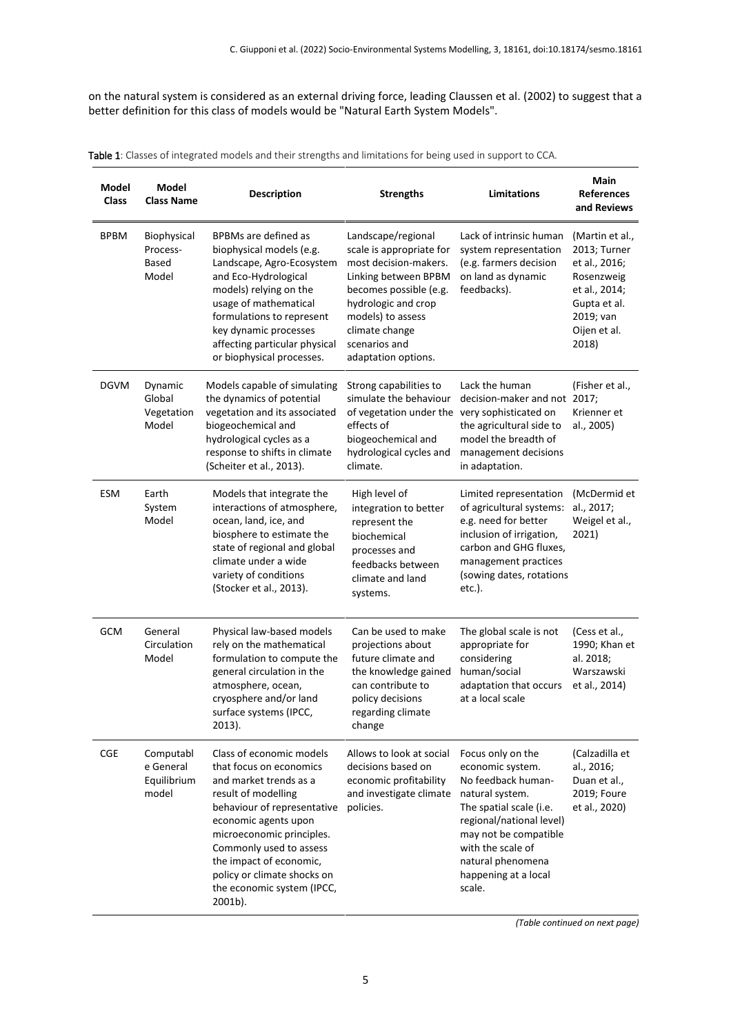on the natural system is considered as an external driving force, leading Claussen et al. (2002) to suggest that a better definition for this class of models would be "Natural Earth System Models".

**Table 1**: Classes of integrated models and their strengths and limitations for being used in support to CCA.

| Model Class | Model Class Name | Description | Strengths | Limitations | Main References and Reviews |
|---|---|---|---|---|---|
| BPBM | Biophysical Process-Based Model | BPBMs are defined as biophysical models (e.g. Landscape, Agro-Ecosystem and Eco-Hydrological models) relying on the usage of mathematical formulations to represent key dynamic processes affecting particular physical or biophysical processes. | Landscape/regional scale is appropriate for most decision-makers. Linking between BPBM becomes possible (e.g. hydrologic and crop models) to assess climate change scenarios and adaptation options. | Lack of intrinsic human system representation (e.g. farmers decision on land as dynamic feedbacks). | (Martin et al., 2013; Turner et al., 2016; Rosenzweig et al., 2014; Gupta et al. 2019; van Oijen et al. 2018) |
| DGVM | Dynamic Global Vegetation Model | Models capable of simulating the dynamics of potential vegetation and its associated biogeochemical and hydrological cycles as a response to shifts in climate (Scheiter et al., 2013). | Strong capabilities to simulate the behaviour of vegetation under the effects of biogeochemical and hydrological cycles and climate. | Lack the human decision-maker and not very sophisticated on the agricultural side to model the breadth of management decisions in adaptation. | (Fisher et al., 2017; Krienner et al., 2005) |
| ESM | Earth System Model | Models that integrate the interactions of atmosphere, ocean, land, ice, and biosphere to estimate the state of regional and global climate under a wide variety of conditions (Stocker et al., 2013). | High level of integration to better represent the biochemical processes and feedbacks between climate and land systems. | Limited representation of agricultural systems: e.g. need for better inclusion of irrigation, carbon and GHG fluxes, management practices (sowing dates, rotations etc.). | (McDermid et al., 2017; Weigel et al., 2021) |
| GCM | General Circulation Model | Physical law-based models rely on the mathematical formulation to compute the general circulation in the atmosphere, ocean, cryosphere and/or land surface systems (IPCC, 2013). | Can be used to make projections about future climate and the knowledge gained can contribute to policy decisions regarding climate change | The global scale is not appropriate for considering human/social adaptation that occurs at a local scale | (Cess et al., 1990; Khan et al. 2018; Warszawski et al., 2014) |
| CGE | Computable General Equilibrium model | Class of economic models that focus on economics and market trends as a result of modelling behaviour of representative economic agents upon microeconomic principles. Commonly used to assess the impact of economic, policy or climate shocks on the economic system (IPCC, 2001b). | Allows to look at social decisions based on economic profitability and investigate climate policies. | Focus only on the economic system. No feedback human-natural system. The spatial scale (i.e. regional/national level) may not be compatible with the scale of natural phenomena happening at a local scale. | (Calzadilla et al., 2016; Duan et al., 2019; Foure et al., 2020) |

*(Table continued on next page)*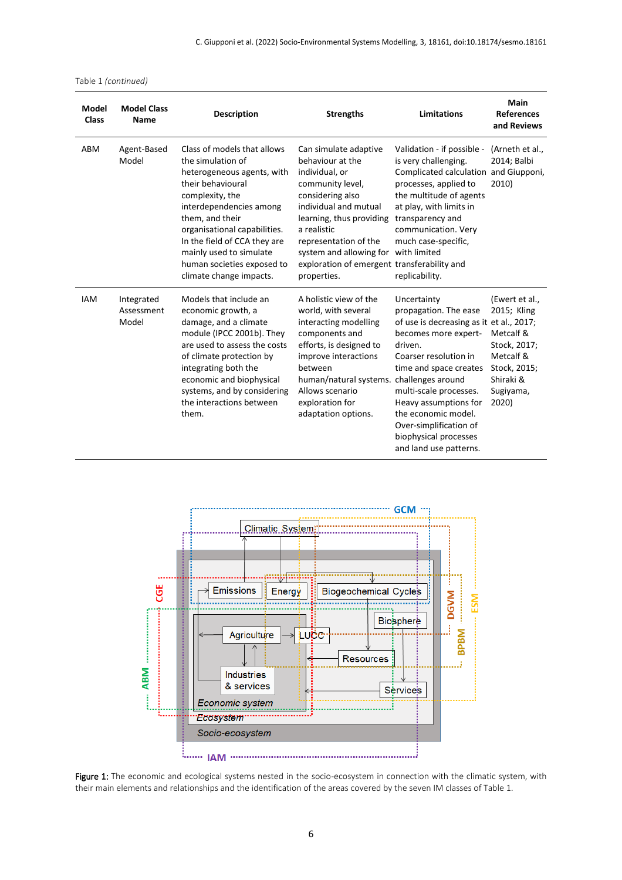Table 1 *(continued)*

| Model Class | Model Class Name | Description | Strengths | Limitations | Main References and Reviews |
|---|---|---|---|---|---|
| ABM | Agent-Based Model | Class of models that allows the simulation of heterogeneous agents, with their behavioural complexity, the interdependencies among them, and their organisational capabilities. In the field of CCA they are mainly used to simulate human societies exposed to climate change impacts. | Can simulate adaptive behaviour at the individual, or community level, considering also individual and mutual learning, thus providing a realistic representation of the system and allowing for exploration of emergent properties. | Validation - if possible - is very challenging. Complicated calculation processes, applied to the multitude of agents at play, with limits in transparency and communication. Very much case-specific, with limited transferability and replicability. | (Arneth et al., 2014; Balbi and Giupponi, 2010) |
| IAM | Integrated Assessment Model | Models that include an economic growth, a damage, and a climate module (IPCC 2001b). They are used to assess the costs of climate protection by integrating both the economic and biophysical systems, and by considering the interactions between them. | A holistic view of the world, with several interacting modelling components and efforts, is designed to improve interactions between human/natural systems. Allows scenario exploration for adaptation options. | Uncertainty propagation. The ease of use is decreasing as it becomes more expert-driven. Coarser resolution in time and space creates challenges around multi-scale processes. Heavy assumptions for the economic model. Over-simplification of biophysical processes and land use patterns. | (Ewert et al., 2015; Kling et al., 2017; Metcalf & Stock, 2017; Metcalf & Stock, 2015; Shiraki & Sugiyama, 2020) |

**Figure 1:** The economic and ecological systems nested in the socio-ecosystem in connection with the climatic system, with their main elements and relationships and the identification of the areas covered by the seven IM classes of Table 1.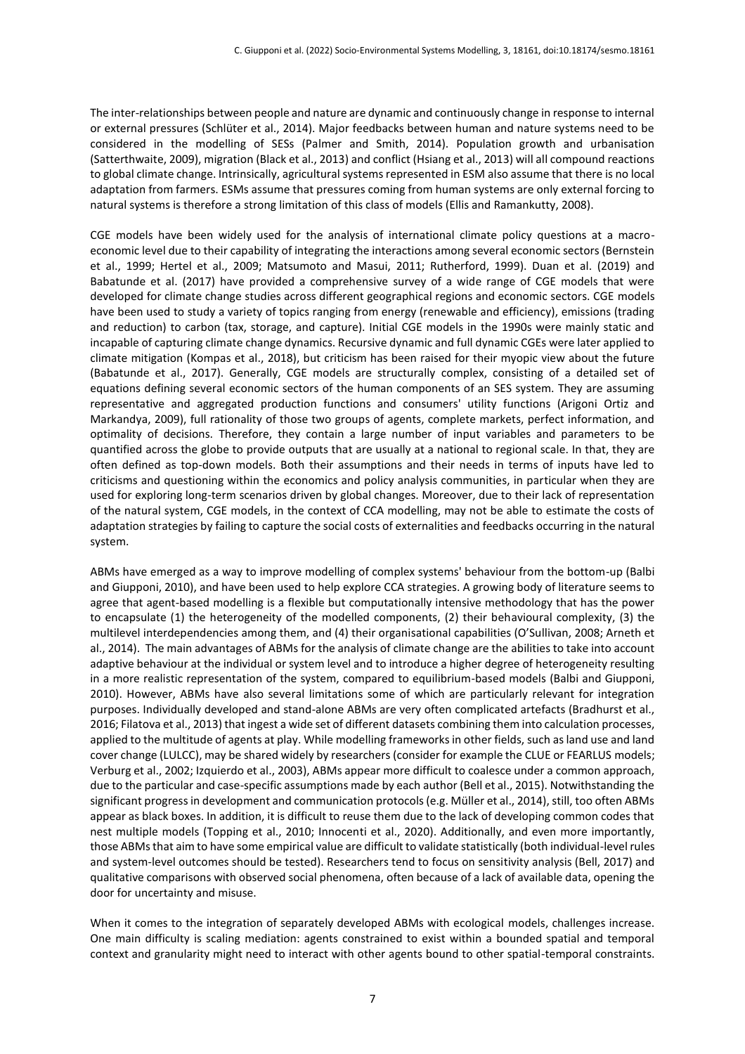The inter-relationships between people and nature are dynamic and continuously change in response to internal or external pressures (Schlüter et al., 2014). Major feedbacks between human and nature systems need to be considered in the modelling of SESs (Palmer and Smith, 2014). Population growth and urbanisation (Satterthwaite, 2009), migration (Black et al., 2013) and conflict (Hsiang et al., 2013) will all compound reactions to global climate change. Intrinsically, agricultural systems represented in ESM also assume that there is no local adaptation from farmers. ESMs assume that pressures coming from human systems are only external forcing to natural systems is therefore a strong limitation of this class of models (Ellis and Ramankutty, 2008).

CGE models have been widely used for the analysis of international climate policy questions at a macro-economic level due to their capability of integrating the interactions among several economic sectors (Bernstein et al., 1999; Hertel et al., 2009; Matsumoto and Masui, 2011; Rutherford, 1999). Duan et al. (2019) and Babatunde et al. (2017) have provided a comprehensive survey of a wide range of CGE models that were developed for climate change studies across different geographical regions and economic sectors. CGE models have been used to study a variety of topics ranging from energy (renewable and efficiency), emissions (trading and reduction) to carbon (tax, storage, and capture). Initial CGE models in the 1990s were mainly static and incapable of capturing climate change dynamics. Recursive dynamic and full dynamic CGEs were later applied to climate mitigation (Kompas et al., 2018), but criticism has been raised for their myopic view about the future (Babatunde et al., 2017). Generally, CGE models are structurally complex, consisting of a detailed set of equations defining several economic sectors of the human components of an SES system. They are assuming representative and aggregated production functions and consumers' utility functions (Arigoni Ortiz and Markandya, 2009), full rationality of those two groups of agents, complete markets, perfect information, and optimality of decisions. Therefore, they contain a large number of input variables and parameters to be quantified across the globe to provide outputs that are usually at a national to regional scale. In that, they are often defined as top-down models. Both their assumptions and their needs in terms of inputs have led to criticisms and questioning within the economics and policy analysis communities, in particular when they are used for exploring long-term scenarios driven by global changes. Moreover, due to their lack of representation of the natural system, CGE models, in the context of CCA modelling, may not be able to estimate the costs of adaptation strategies by failing to capture the social costs of externalities and feedbacks occurring in the natural system.

ABMs have emerged as a way to improve modelling of complex systems' behaviour from the bottom-up (Balbi and Giupponi, 2010), and have been used to help explore CCA strategies. A growing body of literature seems to agree that agent-based modelling is a flexible but computationally intensive methodology that has the power to encapsulate (1) the heterogeneity of the modelled components, (2) their behavioural complexity, (3) the multilevel interdependencies among them, and (4) their organisational capabilities (O'Sullivan, 2008; Arneth et al., 2014). The main advantages of ABMs for the analysis of climate change are the abilities to take into account adaptive behaviour at the individual or system level and to introduce a higher degree of heterogeneity resulting in a more realistic representation of the system, compared to equilibrium-based models (Balbi and Giupponi, 2010). However, ABMs have also several limitations some of which are particularly relevant for integration purposes. Individually developed and stand-alone ABMs are very often complicated artefacts (Bradhurst et al., 2016; Filatova et al., 2013) that ingest a wide set of different datasets combining them into calculation processes, applied to the multitude of agents at play. While modelling frameworks in other fields, such as land use and land cover change (LULCC), may be shared widely by researchers (consider for example the CLUE or FEARLUS models; Verburg et al., 2002; Izquierdo et al., 2003), ABMs appear more difficult to coalesce under a common approach, due to the particular and case-specific assumptions made by each author (Bell et al., 2015). Notwithstanding the significant progress in development and communication protocols (e.g. Müller et al., 2014), still, too often ABMs appear as black boxes. In addition, it is difficult to reuse them due to the lack of developing common codes that nest multiple models (Topping et al., 2010; Innocenti et al., 2020). Additionally, and even more importantly, those ABMs that aim to have some empirical value are difficult to validate statistically (both individual-level rules and system-level outcomes should be tested). Researchers tend to focus on sensitivity analysis (Bell, 2017) and qualitative comparisons with observed social phenomena, often because of a lack of available data, opening the door for uncertainty and misuse.

When it comes to the integration of separately developed ABMs with ecological models, challenges increase. One main difficulty is scaling mediation: agents constrained to exist within a bounded spatial and temporal context and granularity might need to interact with other agents bound to other spatial-temporal constraints.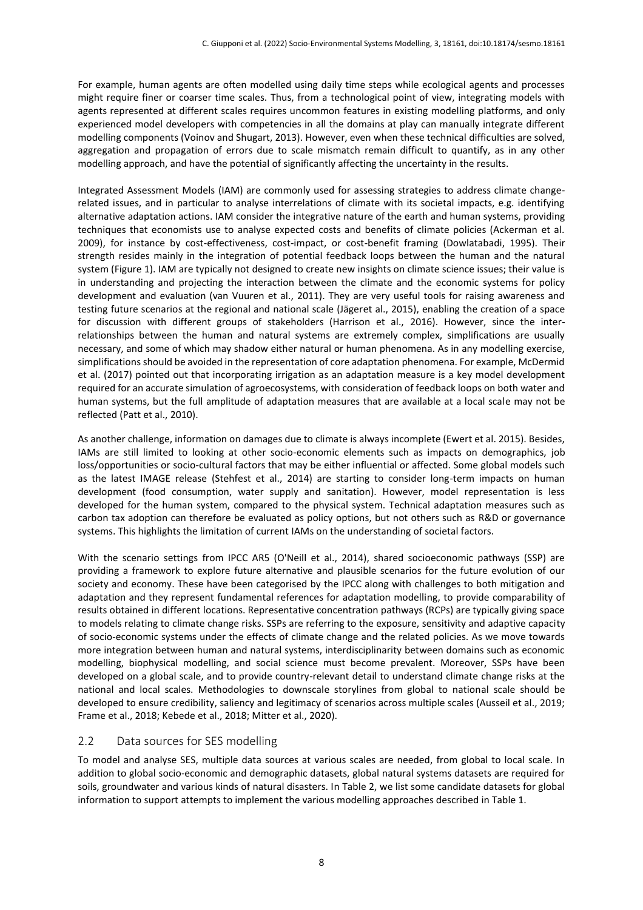For example, human agents are often modelled using daily time steps while ecological agents and processes might require finer or coarser time scales. Thus, from a technological point of view, integrating models with agents represented at different scales requires uncommon features in existing modelling platforms, and only experienced model developers with competencies in all the domains at play can manually integrate different modelling components (Voinov and Shugart, 2013). However, even when these technical difficulties are solved, aggregation and propagation of errors due to scale mismatch remain difficult to quantify, as in any other modelling approach, and have the potential of significantly affecting the uncertainty in the results.

Integrated Assessment Models (IAM) are commonly used for assessing strategies to address climate change-related issues, and in particular to analyse interrelations of climate with its societal impacts, e.g. identifying alternative adaptation actions. IAM consider the integrative nature of the earth and human systems, providing techniques that economists use to analyse expected costs and benefits of climate policies (Ackerman et al. 2009), for instance by cost-effectiveness, cost-impact, or cost-benefit framing (Dowlatabadi, 1995). Their strength resides mainly in the integration of potential feedback loops between the human and the natural system (Figure 1). IAM are typically not designed to create new insights on climate science issues; their value is in understanding and projecting the interaction between the climate and the economic systems for policy development and evaluation (van Vuuren et al., 2011). They are very useful tools for raising awareness and testing future scenarios at the regional and national scale (Jägeret al., 2015), enabling the creation of a space for discussion with different groups of stakeholders (Harrison et al., 2016). However, since the inter-relationships between the human and natural systems are extremely complex, simplifications are usually necessary, and some of which may shadow either natural or human phenomena. As in any modelling exercise, simplifications should be avoided in the representation of core adaptation phenomena. For example, McDermid et al. (2017) pointed out that incorporating irrigation as an adaptation measure is a key model development required for an accurate simulation of agroecosystems, with consideration of feedback loops on both water and human systems, but the full amplitude of adaptation measures that are available at a local scale may not be reflected (Patt et al., 2010).

As another challenge, information on damages due to climate is always incomplete (Ewert et al. 2015). Besides, IAMs are still limited to looking at other socio-economic elements such as impacts on demographics, job loss/opportunities or socio-cultural factors that may be either influential or affected. Some global models such as the latest IMAGE release (Stehfest et al., 2014) are starting to consider long-term impacts on human development (food consumption, water supply and sanitation). However, model representation is less developed for the human system, compared to the physical system. Technical adaptation measures such as carbon tax adoption can therefore be evaluated as policy options, but not others such as R&D or governance systems. This highlights the limitation of current IAMs on the understanding of societal factors.

With the scenario settings from IPCC AR5 (O'Neill et al., 2014), shared socioeconomic pathways (SSP) are providing a framework to explore future alternative and plausible scenarios for the future evolution of our society and economy. These have been categorised by the IPCC along with challenges to both mitigation and adaptation and they represent fundamental references for adaptation modelling, to provide comparability of results obtained in different locations. Representative concentration pathways (RCPs) are typically giving space to models relating to climate change risks. SSPs are referring to the exposure, sensitivity and adaptive capacity of socio-economic systems under the effects of climate change and the related policies. As we move towards more integration between human and natural systems, interdisciplinarity between domains such as economic modelling, biophysical modelling, and social science must become prevalent. Moreover, SSPs have been developed on a global scale, and to provide country-relevant detail to understand climate change risks at the national and local scales. Methodologies to downscale storylines from global to national scale should be developed to ensure credibility, saliency and legitimacy of scenarios across multiple scales (Ausseil et al., 2019; Frame et al., 2018; Kebede et al., 2018; Mitter et al., 2020).

## 2.2 Data sources for SES modelling

To model and analyse SES, multiple data sources at various scales are needed, from global to local scale. In addition to global socio-economic and demographic datasets, global natural systems datasets are required for soils, groundwater and various kinds of natural disasters. In Table 2, we list some candidate datasets for global information to support attempts to implement the various modelling approaches described in Table 1.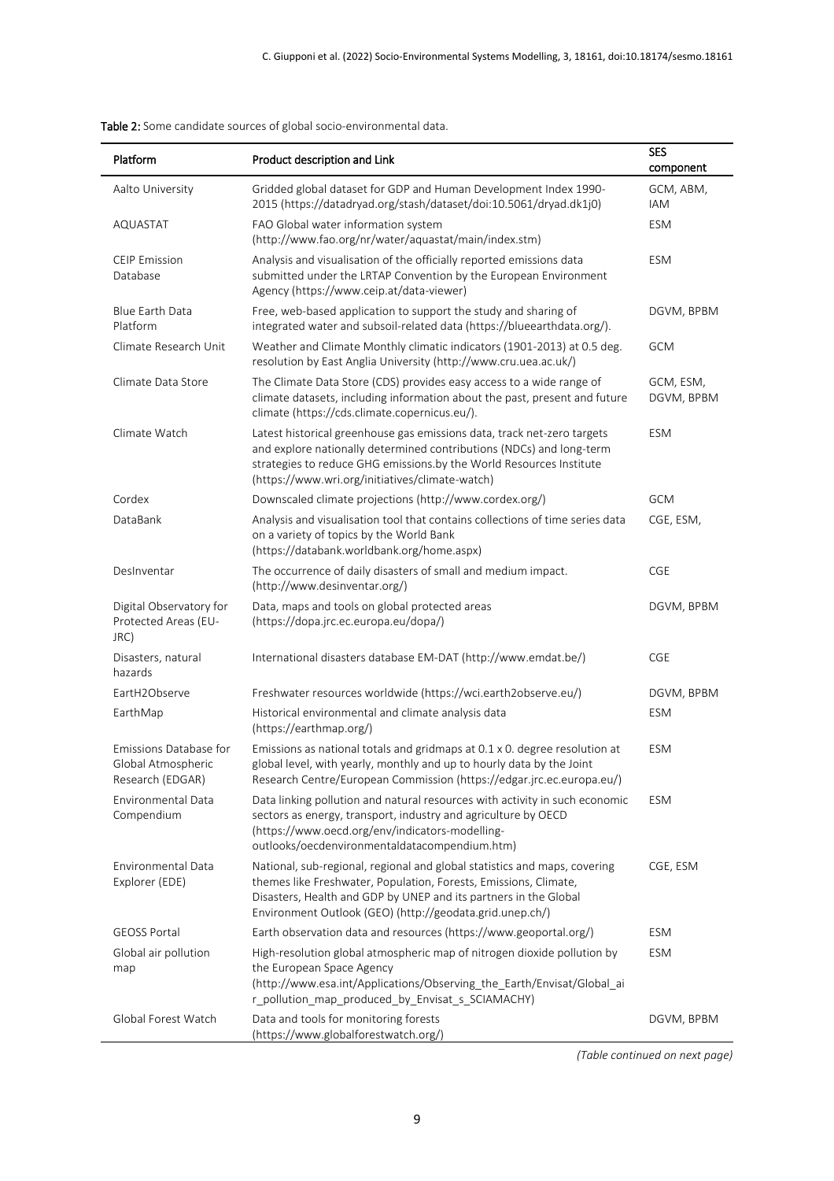**Table 2:** Some candidate sources of global socio-environmental data.

| Platform | Product description and Link | SES component |
|---|---|---|
| Aalto University | Gridded global dataset for GDP and Human Development Index 1990-2015 (https://datadryad.org/stash/dataset/doi:10.5061/dryad.dk1j0) | GCM, ABM, IAM |
| AQUASTAT | FAO Global water information system (http://www.fao.org/nr/water/aquastat/main/index.stm) | ESM |
| CEIP Emission Database | Analysis and visualisation of the officially reported emissions data submitted under the LRTAP Convention by the European Environment Agency (https://www.ceip.at/data-viewer) | ESM |
| Blue Earth Data Platform | Free, web-based application to support the study and sharing of integrated water and subsoil-related data (https://blueearthdata.org/). | DGVM, BPBM |
| Climate Research Unit | Weather and Climate Monthly climatic indicators (1901-2013) at 0.5 deg. resolution by East Anglia University (http://www.cru.uea.ac.uk/) | GCM |
| Climate Data Store | The Climate Data Store (CDS) provides easy access to a wide range of climate datasets, including information about the past, present and future climate (https://cds.climate.copernicus.eu/). | GCM, ESM, DGVM, BPBM |
| Climate Watch | Latest historical greenhouse gas emissions data, track net-zero targets and explore nationally determined contributions (NDCs) and long-term strategies to reduce GHG emissions.by the World Resources Institute (https://www.wri.org/initiatives/climate-watch) | ESM |
| Cordex | Downscaled climate projections (http://www.cordex.org/) | GCM |
| DataBank | Analysis and visualisation tool that contains collections of time series data on a variety of topics by the World Bank (https://databank.worldbank.org/home.aspx) | CGE, ESM, |
| DesInventar | The occurrence of daily disasters of small and medium impact. (http://www.desinventar.org/) | CGE |
| Digital Observatory for Protected Areas (EU-JRC) | Data, maps and tools on global protected areas (https://dopa.jrc.ec.europa.eu/dopa/) | DGVM, BPBM |
| Disasters, natural hazards | International disasters database EM-DAT (http://www.emdat.be/) | CGE |
| EartH2Observe | Freshwater resources worldwide (https://wci.earth2observe.eu/) | DGVM, BPBM |
| EarthMap | Historical environmental and climate analysis data (https://earthmap.org/) | ESM |
| Emissions Database for Global Atmospheric Research (EDGAR) | Emissions as national totals and gridmaps at 0.1 x 0. degree resolution at global level, with yearly, monthly and up to hourly data by the Joint Research Centre/European Commission (https://edgar.jrc.ec.europa.eu/) | ESM |
| Environmental Data Compendium | Data linking pollution and natural resources with activity in such economic sectors as energy, transport, industry and agriculture by OECD (https://www.oecd.org/env/indicators-modelling-outlooks/oecdenvironmentaldatacompendium.htm) | ESM |
| Environmental Data Explorer (EDE) | National, sub-regional, regional and global statistics and maps, covering themes like Freshwater, Population, Forests, Emissions, Climate, Disasters, Health and GDP by UNEP and its partners in the Global Environment Outlook (GEO) (http://geodata.grid.unep.ch/) | CGE, ESM |
| GEOSS Portal | Earth observation data and resources (https://www.geoportal.org/) | ESM |
| Global air pollution map | High-resolution global atmospheric map of nitrogen dioxide pollution by the European Space Agency (http://www.esa.int/Applications/Observing_the_Earth/Envisat/Global_air_pollution_map_produced_by_Envisat_s_SCIAMACHY) | ESM |
| Global Forest Watch | Data and tools for monitoring forests (https://www.globalforestwatch.org/) | DGVM, BPBM |

*(Table continued on next page)*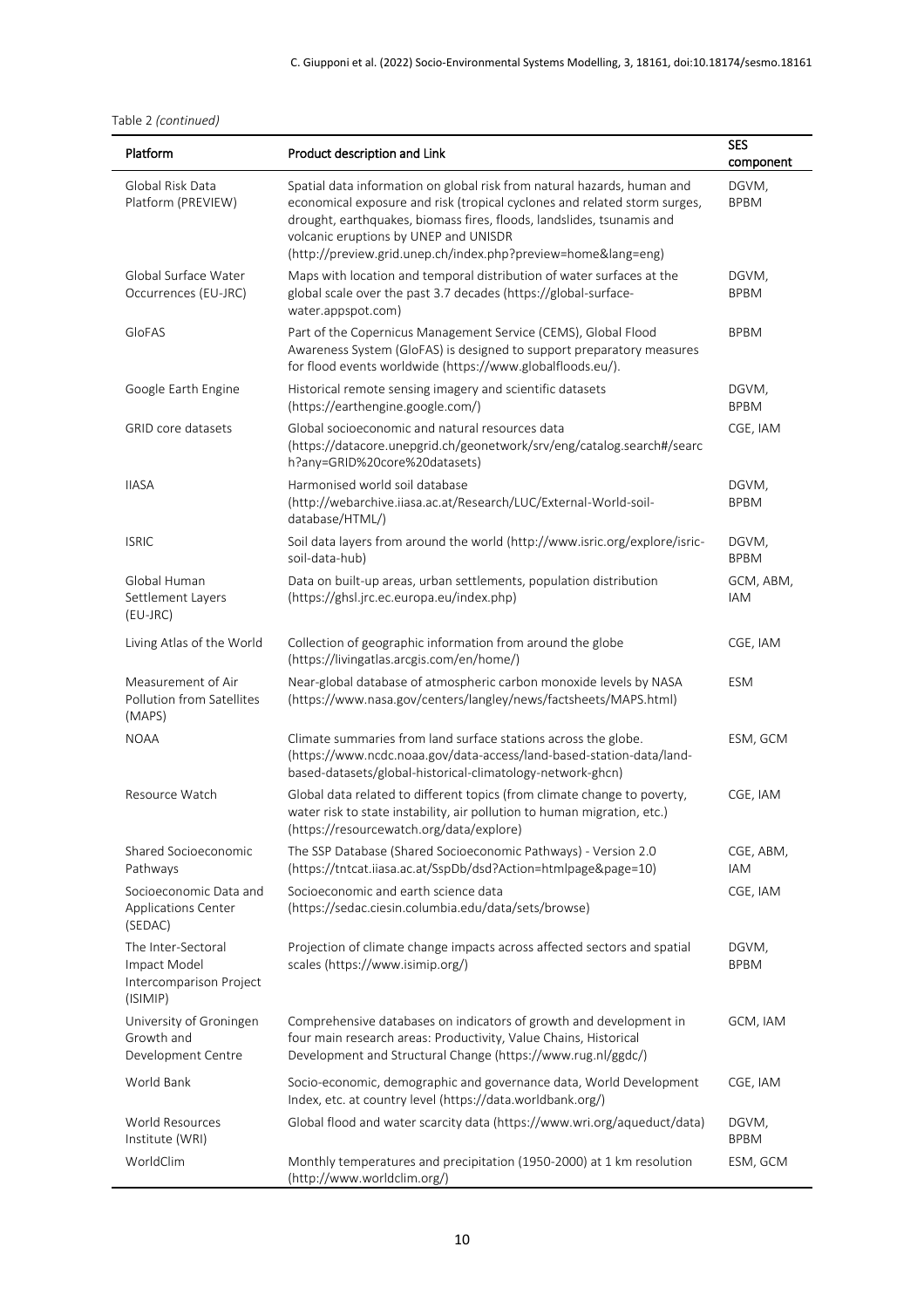Table 2 *(continued)*

| Platform | Product description and Link | SES component |
|---|---|---|
| Global Risk Data Platform (PREVIEW) | Spatial data information on global risk from natural hazards, human and economical exposure and risk (tropical cyclones and related storm surges, drought, earthquakes, biomass fires, floods, landslides, tsunamis and volcanic eruptions by UNEP and UNISDR (http://preview.grid.unep.ch/index.php?preview=home&lang=eng) | DGVM, BPBM |
| Global Surface Water Occurrences (EU-JRC) | Maps with location and temporal distribution of water surfaces at the global scale over the past 3.7 decades (https://global-surface-water.appspot.com) | DGVM, BPBM |
| GloFAS | Part of the Copernicus Management Service (CEMS), Global Flood Awareness System (GloFAS) is designed to support preparatory measures for flood events worldwide (https://www.globalfloods.eu/). | BPBM |
| Google Earth Engine | Historical remote sensing imagery and scientific datasets (https://earthengine.google.com/) | DGVM, BPBM |
| GRID core datasets | Global socioeconomic and natural resources data (https://datacore.unepgrid.ch/geonetwork/srv/eng/catalog.search#/search?any=GRID%20core%20datasets) | CGE, IAM |
| IIASA | Harmonised world soil database (http://webarchive.iiasa.ac.at/Research/LUC/External-World-soil-database/HTML/) | DGVM, BPBM |
| ISRIC | Soil data layers from around the world (http://www.isric.org/explore/isric-soil-data-hub) | DGVM, BPBM |
| Global Human Settlement Layers (EU-JRC) | Data on built-up areas, urban settlements, population distribution (https://ghsl.jrc.ec.europa.eu/index.php) | GCM, ABM, IAM |
| Living Atlas of the World | Collection of geographic information from around the globe (https://livingatlas.arcgis.com/en/home/) | CGE, IAM |
| Measurement of Air Pollution from Satellites (MAPS) | Near-global database of atmospheric carbon monoxide levels by NASA (https://www.nasa.gov/centers/langley/news/factsheets/MAPS.html) | ESM |
| NOAA | Climate summaries from land surface stations across the globe. (https://www.ncdc.noaa.gov/data-access/land-based-station-data/land-based-datasets/global-historical-climatology-network-ghcn) | ESM, GCM |
| Resource Watch | Global data related to different topics (from climate change to poverty, water risk to state instability, air pollution to human migration, etc.) (https://resourcewatch.org/data/explore) | CGE, IAM |
| Shared Socioeconomic Pathways | The SSP Database (Shared Socioeconomic Pathways) - Version 2.0 (https://tntcat.iiasa.ac.at/SspDb/dsd?Action=htmlpage&page=10) | CGE, ABM, IAM |
| Socioeconomic Data and Applications Center (SEDAC) | Socioeconomic and earth science data (https://sedac.ciesin.columbia.edu/data/sets/browse) | CGE, IAM |
| The Inter-Sectoral Impact Model Intercomparison Project (ISIMIP) | Projection of climate change impacts across affected sectors and spatial scales (https://www.isimip.org/) | DGVM, BPBM |
| University of Groningen Growth and Development Centre | Comprehensive databases on indicators of growth and development in four main research areas: Productivity, Value Chains, Historical Development and Structural Change (https://www.rug.nl/ggdc/) | GCM, IAM |
| World Bank | Socio-economic, demographic and governance data, World Development Index, etc. at country level (https://data.worldbank.org/) | CGE, IAM |
| World Resources Institute (WRI) | Global flood and water scarcity data (https://www.wri.org/aqueduct/data) | DGVM, BPBM |
| WorldClim | Monthly temperatures and precipitation (1950-2000) at 1 km resolution (http://www.worldclim.org/) | ESM, GCM |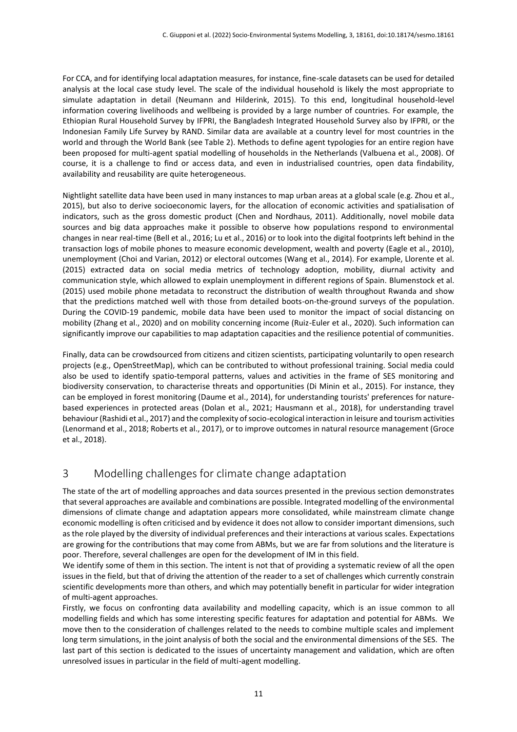For CCA, and for identifying local adaptation measures, for instance, fine-scale datasets can be used for detailed analysis at the local case study level. The scale of the individual household is likely the most appropriate to simulate adaptation in detail (Neumann and Hilderink, 2015). To this end, longitudinal household-level information covering livelihoods and wellbeing is provided by a large number of countries. For example, the Ethiopian Rural Household Survey by IFPRI, the Bangladesh Integrated Household Survey also by IFPRI, or the Indonesian Family Life Survey by RAND. Similar data are available at a country level for most countries in the world and through the World Bank (see Table 2). Methods to define agent typologies for an entire region have been proposed for multi-agent spatial modelling of households in the Netherlands (Valbuena et al., 2008). Of course, it is a challenge to find or access data, and even in industrialised countries, open data findability, availability and reusability are quite heterogeneous.

Nightlight satellite data have been used in many instances to map urban areas at a global scale (e.g. Zhou et al., 2015), but also to derive socioeconomic layers, for the allocation of economic activities and spatialisation of indicators, such as the gross domestic product (Chen and Nordhaus, 2011). Additionally, novel mobile data sources and big data approaches make it possible to observe how populations respond to environmental changes in near real-time (Bell et al., 2016; Lu et al., 2016) or to look into the digital footprints left behind in the transaction logs of mobile phones to measure economic development, wealth and poverty (Eagle et al., 2010), unemployment (Choi and Varian, 2012) or electoral outcomes (Wang et al., 2014). For example, Llorente et al. (2015) extracted data on social media metrics of technology adoption, mobility, diurnal activity and communication style, which allowed to explain unemployment in different regions of Spain. Blumenstock et al. (2015) used mobile phone metadata to reconstruct the distribution of wealth throughout Rwanda and show that the predictions matched well with those from detailed boots-on-the-ground surveys of the population. During the COVID-19 pandemic, mobile data have been used to monitor the impact of social distancing on mobility (Zhang et al., 2020) and on mobility concerning income (Ruiz-Euler et al., 2020). Such information can significantly improve our capabilities to map adaptation capacities and the resilience potential of communities.

Finally, data can be crowdsourced from citizens and citizen scientists, participating voluntarily to open research projects (e.g., OpenStreetMap), which can be contributed to without professional training. Social media could also be used to identify spatio-temporal patterns, values and activities in the frame of SES monitoring and biodiversity conservation, to characterise threats and opportunities (Di Minin et al., 2015). For instance, they can be employed in forest monitoring (Daume et al., 2014), for understanding tourists' preferences for nature-based experiences in protected areas (Dolan et al., 2021; Hausmann et al., 2018), for understanding travel behaviour (Rashidi et al., 2017) and the complexity of socio-ecological interaction in leisure and tourism activities (Lenormand et al., 2018; Roberts et al., 2017), or to improve outcomes in natural resource management (Groce et al., 2018).

# 3 Modelling challenges for climate change adaptation

The state of the art of modelling approaches and data sources presented in the previous section demonstrates that several approaches are available and combinations are possible. Integrated modelling of the environmental dimensions of climate change and adaptation appears more consolidated, while mainstream climate change economic modelling is often criticised and by evidence it does not allow to consider important dimensions, such as the role played by the diversity of individual preferences and their interactions at various scales. Expectations are growing for the contributions that may come from ABMs, but we are far from solutions and the literature is poor. Therefore, several challenges are open for the development of IM in this field.

We identify some of them in this section. The intent is not that of providing a systematic review of all the open issues in the field, but that of driving the attention of the reader to a set of challenges which currently constrain scientific developments more than others, and which may potentially benefit in particular for wider integration of multi-agent approaches.

Firstly, we focus on confronting data availability and modelling capacity, which is an issue common to all modelling fields and which has some interesting specific features for adaptation and potential for ABMs. We move then to the consideration of challenges related to the needs to combine multiple scales and implement long term simulations, in the joint analysis of both the social and the environmental dimensions of the SES. The last part of this section is dedicated to the issues of uncertainty management and validation, which are often unresolved issues in particular in the field of multi-agent modelling.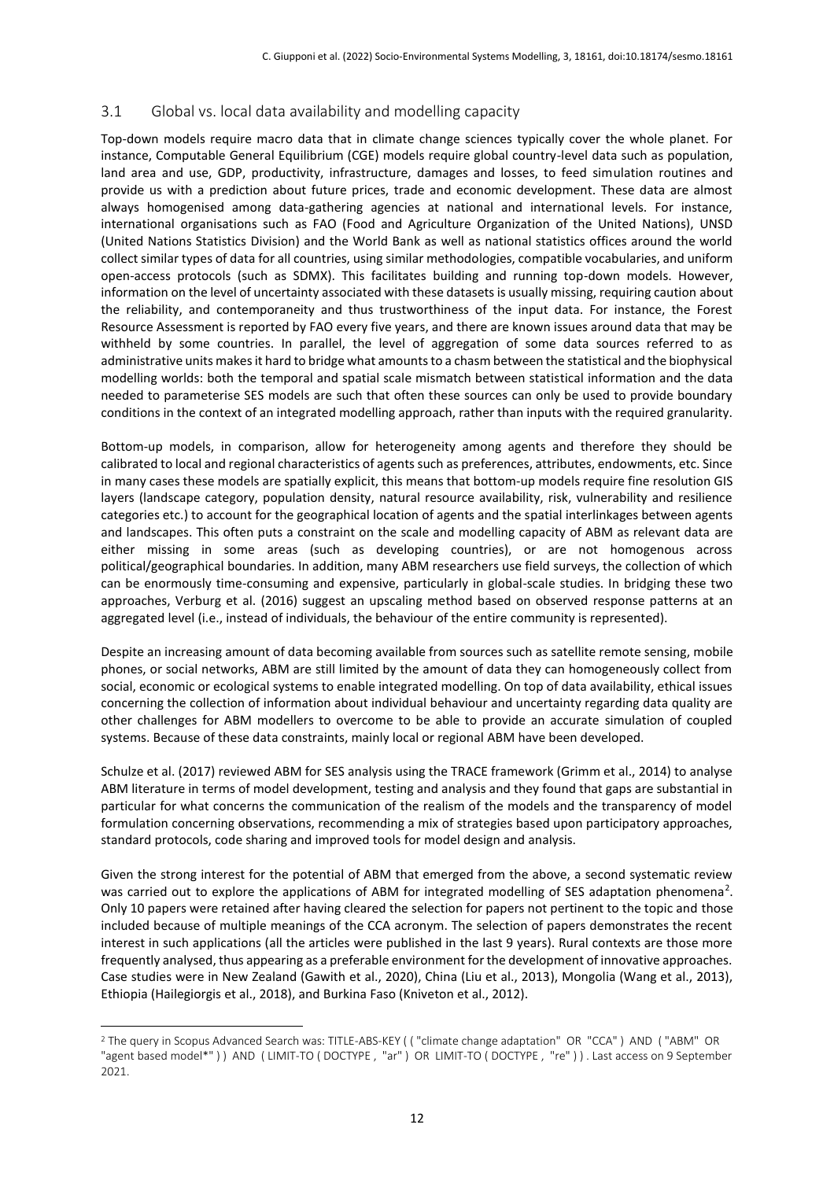## 3.1 Global vs. local data availability and modelling capacity

Top-down models require macro data that in climate change sciences typically cover the whole planet. For instance, Computable General Equilibrium (CGE) models require global country-level data such as population, land area and use, GDP, productivity, infrastructure, damages and losses, to feed simulation routines and provide us with a prediction about future prices, trade and economic development. These data are almost always homogenised among data-gathering agencies at national and international levels. For instance, international organisations such as FAO (Food and Agriculture Organization of the United Nations), UNSD (United Nations Statistics Division) and the World Bank as well as national statistics offices around the world collect similar types of data for all countries, using similar methodologies, compatible vocabularies, and uniform open-access protocols (such as SDMX). This facilitates building and running top-down models. However, information on the level of uncertainty associated with these datasets is usually missing, requiring caution about the reliability, and contemporaneity and thus trustworthiness of the input data. For instance, the Forest Resource Assessment is reported by FAO every five years, and there are known issues around data that may be withheld by some countries. In parallel, the level of aggregation of some data sources referred to as administrative units makes it hard to bridge what amounts to a chasm between the statistical and the biophysical modelling worlds: both the temporal and spatial scale mismatch between statistical information and the data needed to parameterise SES models are such that often these sources can only be used to provide boundary conditions in the context of an integrated modelling approach, rather than inputs with the required granularity.

Bottom-up models, in comparison, allow for heterogeneity among agents and therefore they should be calibrated to local and regional characteristics of agents such as preferences, attributes, endowments, etc. Since in many cases these models are spatially explicit, this means that bottom-up models require fine resolution GIS layers (landscape category, population density, natural resource availability, risk, vulnerability and resilience categories etc.) to account for the geographical location of agents and the spatial interlinkages between agents and landscapes. This often puts a constraint on the scale and modelling capacity of ABM as relevant data are either missing in some areas (such as developing countries), or are not homogenous across political/geographical boundaries. In addition, many ABM researchers use field surveys, the collection of which can be enormously time-consuming and expensive, particularly in global-scale studies. In bridging these two approaches, Verburg et al. (2016) suggest an upscaling method based on observed response patterns at an aggregated level (i.e., instead of individuals, the behaviour of the entire community is represented).

Despite an increasing amount of data becoming available from sources such as satellite remote sensing, mobile phones, or social networks, ABM are still limited by the amount of data they can homogeneously collect from social, economic or ecological systems to enable integrated modelling. On top of data availability, ethical issues concerning the collection of information about individual behaviour and uncertainty regarding data quality are other challenges for ABM modellers to overcome to be able to provide an accurate simulation of coupled systems. Because of these data constraints, mainly local or regional ABM have been developed.

Schulze et al. (2017) reviewed ABM for SES analysis using the TRACE framework (Grimm et al., 2014) to analyse ABM literature in terms of model development, testing and analysis and they found that gaps are substantial in particular for what concerns the communication of the realism of the models and the transparency of model formulation concerning observations, recommending a mix of strategies based upon participatory approaches, standard protocols, code sharing and improved tools for model design and analysis.

Given the strong interest for the potential of ABM that emerged from the above, a second systematic review was carried out to explore the applications of ABM for integrated modelling of SES adaptation phenomena[2]. Only 10 papers were retained after having cleared the selection for papers not pertinent to the topic and those included because of multiple meanings of the CCA acronym. The selection of papers demonstrates the recent interest in such applications (all the articles were published in the last 9 years). Rural contexts are those more frequently analysed, thus appearing as a preferable environment for the development of innovative approaches. Case studies were in New Zealand (Gawith et al., 2020), China (Liu et al., 2013), Mongolia (Wang et al., 2013), Ethiopia (Hailegiorgis et al., 2018), and Burkina Faso (Kniveton et al., 2012).

[2] The query in Scopus Advanced Search was: TITLE-ABS-KEY ( ( "climate change adaptation" OR "CCA" ) AND ( "ABM" OR "agent based model*" ) ) AND ( LIMIT-TO ( DOCTYPE , "ar" ) OR LIMIT-TO ( DOCTYPE , "re" ) ) . Last access on 9 September 2021.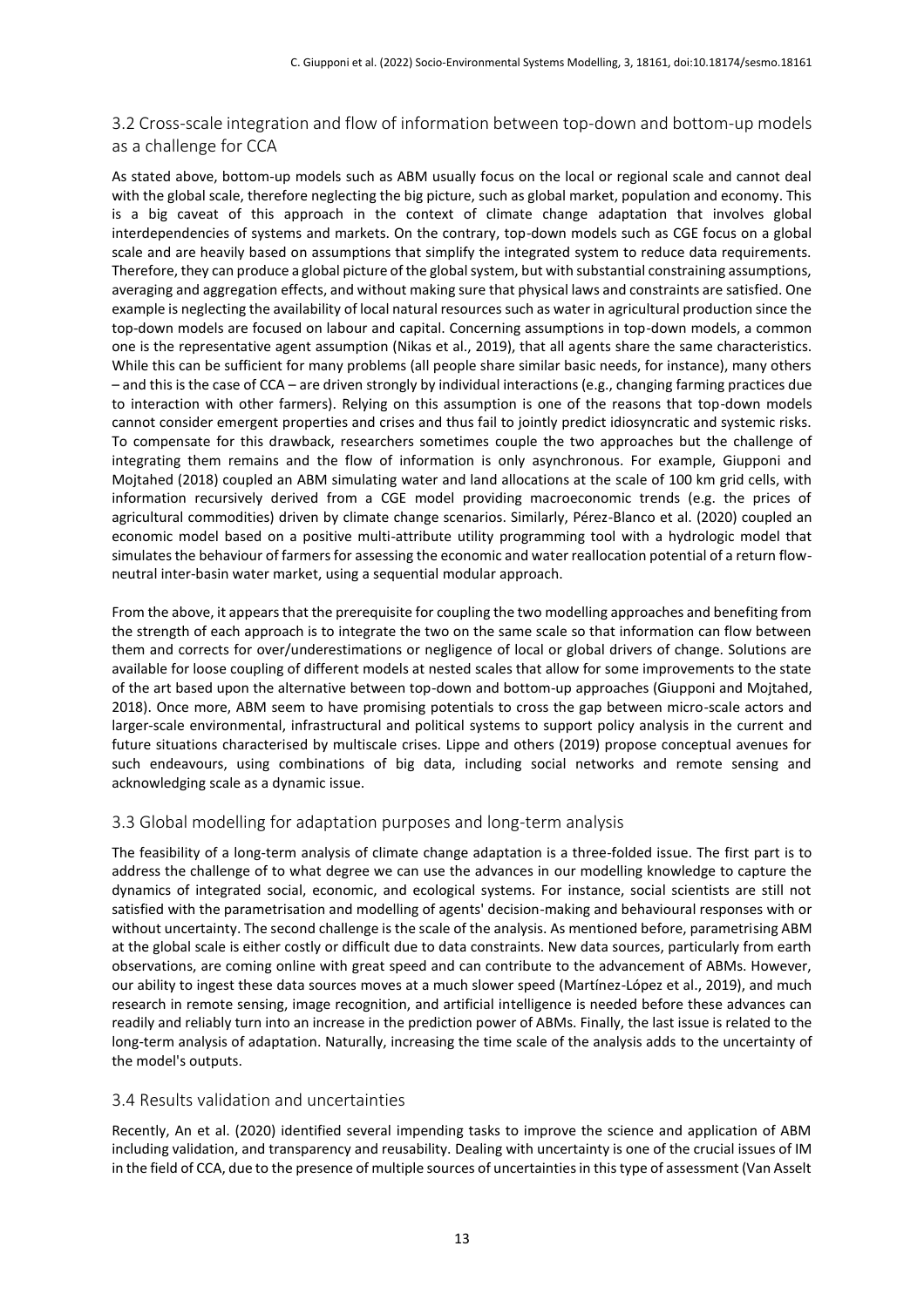## 3.2 Cross-scale integration and flow of information between top-down and bottom-up models as a challenge for CCA

As stated above, bottom-up models such as ABM usually focus on the local or regional scale and cannot deal with the global scale, therefore neglecting the big picture, such as global market, population and economy. This is a big caveat of this approach in the context of climate change adaptation that involves global interdependencies of systems and markets. On the contrary, top-down models such as CGE focus on a global scale and are heavily based on assumptions that simplify the integrated system to reduce data requirements. Therefore, they can produce a global picture of the global system, but with substantial constraining assumptions, averaging and aggregation effects, and without making sure that physical laws and constraints are satisfied. One example is neglecting the availability of local natural resources such as water in agricultural production since the top-down models are focused on labour and capital. Concerning assumptions in top-down models, a common one is the representative agent assumption (Nikas et al., 2019), that all agents share the same characteristics. While this can be sufficient for many problems (all people share similar basic needs, for instance), many others – and this is the case of CCA – are driven strongly by individual interactions (e.g., changing farming practices due to interaction with other farmers). Relying on this assumption is one of the reasons that top-down models cannot consider emergent properties and crises and thus fail to jointly predict idiosyncratic and systemic risks. To compensate for this drawback, researchers sometimes couple the two approaches but the challenge of integrating them remains and the flow of information is only asynchronous. For example, Giupponi and Mojtahed (2018) coupled an ABM simulating water and land allocations at the scale of 100 km grid cells, with information recursively derived from a CGE model providing macroeconomic trends (e.g. the prices of agricultural commodities) driven by climate change scenarios. Similarly, Pérez-Blanco et al. (2020) coupled an economic model based on a positive multi-attribute utility programming tool with a hydrologic model that simulates the behaviour of farmers for assessing the economic and water reallocation potential of a return flow-neutral inter-basin water market, using a sequential modular approach.

From the above, it appears that the prerequisite for coupling the two modelling approaches and benefiting from the strength of each approach is to integrate the two on the same scale so that information can flow between them and corrects for over/underestimations or negligence of local or global drivers of change. Solutions are available for loose coupling of different models at nested scales that allow for some improvements to the state of the art based upon the alternative between top-down and bottom-up approaches (Giupponi and Mojtahed, 2018). Once more, ABM seem to have promising potentials to cross the gap between micro-scale actors and larger-scale environmental, infrastructural and political systems to support policy analysis in the current and future situations characterised by multiscale crises. Lippe and others (2019) propose conceptual avenues for such endeavours, using combinations of big data, including social networks and remote sensing and acknowledging scale as a dynamic issue.

## 3.3 Global modelling for adaptation purposes and long-term analysis

The feasibility of a long-term analysis of climate change adaptation is a three-folded issue. The first part is to address the challenge of to what degree we can use the advances in our modelling knowledge to capture the dynamics of integrated social, economic, and ecological systems. For instance, social scientists are still not satisfied with the parametrisation and modelling of agents' decision-making and behavioural responses with or without uncertainty. The second challenge is the scale of the analysis. As mentioned before, parametrising ABM at the global scale is either costly or difficult due to data constraints. New data sources, particularly from earth observations, are coming online with great speed and can contribute to the advancement of ABMs. However, our ability to ingest these data sources moves at a much slower speed (Martínez-López et al., 2019), and much research in remote sensing, image recognition, and artificial intelligence is needed before these advances can readily and reliably turn into an increase in the prediction power of ABMs. Finally, the last issue is related to the long-term analysis of adaptation. Naturally, increasing the time scale of the analysis adds to the uncertainty of the model's outputs.

## 3.4 Results validation and uncertainties

Recently, An et al. (2020) identified several impending tasks to improve the science and application of ABM including validation, and transparency and reusability. Dealing with uncertainty is one of the crucial issues of IM in the field of CCA, due to the presence of multiple sources of uncertainties in this type of assessment (Van Asselt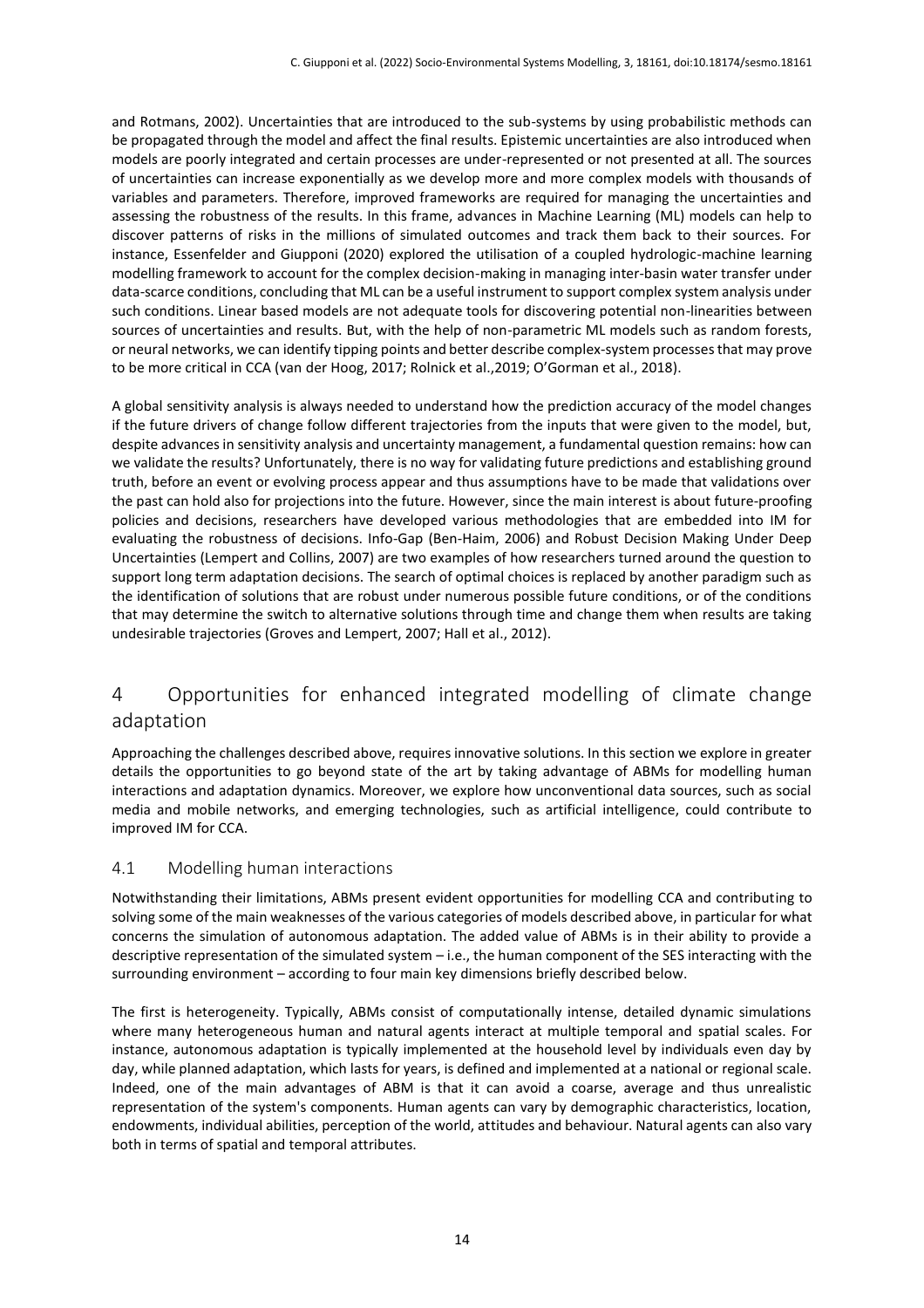and Rotmans, 2002). Uncertainties that are introduced to the sub-systems by using probabilistic methods can be propagated through the model and affect the final results. Epistemic uncertainties are also introduced when models are poorly integrated and certain processes are under-represented or not presented at all. The sources of uncertainties can increase exponentially as we develop more and more complex models with thousands of variables and parameters. Therefore, improved frameworks are required for managing the uncertainties and assessing the robustness of the results. In this frame, advances in Machine Learning (ML) models can help to discover patterns of risks in the millions of simulated outcomes and track them back to their sources. For instance, Essenfelder and Giupponi (2020) explored the utilisation of a coupled hydrologic-machine learning modelling framework to account for the complex decision-making in managing inter-basin water transfer under data-scarce conditions, concluding that ML can be a useful instrument to support complex system analysis under such conditions. Linear based models are not adequate tools for discovering potential non-linearities between sources of uncertainties and results. But, with the help of non-parametric ML models such as random forests, or neural networks, we can identify tipping points and better describe complex-system processes that may prove to be more critical in CCA (van der Hoog, 2017; Rolnick et al.,2019; O'Gorman et al., 2018).

A global sensitivity analysis is always needed to understand how the prediction accuracy of the model changes if the future drivers of change follow different trajectories from the inputs that were given to the model, but, despite advances in sensitivity analysis and uncertainty management, a fundamental question remains: how can we validate the results? Unfortunately, there is no way for validating future predictions and establishing ground truth, before an event or evolving process appear and thus assumptions have to be made that validations over the past can hold also for projections into the future. However, since the main interest is about future-proofing policies and decisions, researchers have developed various methodologies that are embedded into IM for evaluating the robustness of decisions. Info-Gap (Ben-Haim, 2006) and Robust Decision Making Under Deep Uncertainties (Lempert and Collins, 2007) are two examples of how researchers turned around the question to support long term adaptation decisions. The search of optimal choices is replaced by another paradigm such as the identification of solutions that are robust under numerous possible future conditions, or of the conditions that may determine the switch to alternative solutions through time and change them when results are taking undesirable trajectories (Groves and Lempert, 2007; Hall et al., 2012).

# 4 Opportunities for enhanced integrated modelling of climate change adaptation

Approaching the challenges described above, requires innovative solutions. In this section we explore in greater details the opportunities to go beyond state of the art by taking advantage of ABMs for modelling human interactions and adaptation dynamics. Moreover, we explore how unconventional data sources, such as social media and mobile networks, and emerging technologies, such as artificial intelligence, could contribute to improved IM for CCA.

## 4.1 Modelling human interactions

Notwithstanding their limitations, ABMs present evident opportunities for modelling CCA and contributing to solving some of the main weaknesses of the various categories of models described above, in particular for what concerns the simulation of autonomous adaptation. The added value of ABMs is in their ability to provide a descriptive representation of the simulated system – i.e., the human component of the SES interacting with the surrounding environment – according to four main key dimensions briefly described below.

The first is heterogeneity. Typically, ABMs consist of computationally intense, detailed dynamic simulations where many heterogeneous human and natural agents interact at multiple temporal and spatial scales. For instance, autonomous adaptation is typically implemented at the household level by individuals even day by day, while planned adaptation, which lasts for years, is defined and implemented at a national or regional scale. Indeed, one of the main advantages of ABM is that it can avoid a coarse, average and thus unrealistic representation of the system's components. Human agents can vary by demographic characteristics, location, endowments, individual abilities, perception of the world, attitudes and behaviour. Natural agents can also vary both in terms of spatial and temporal attributes.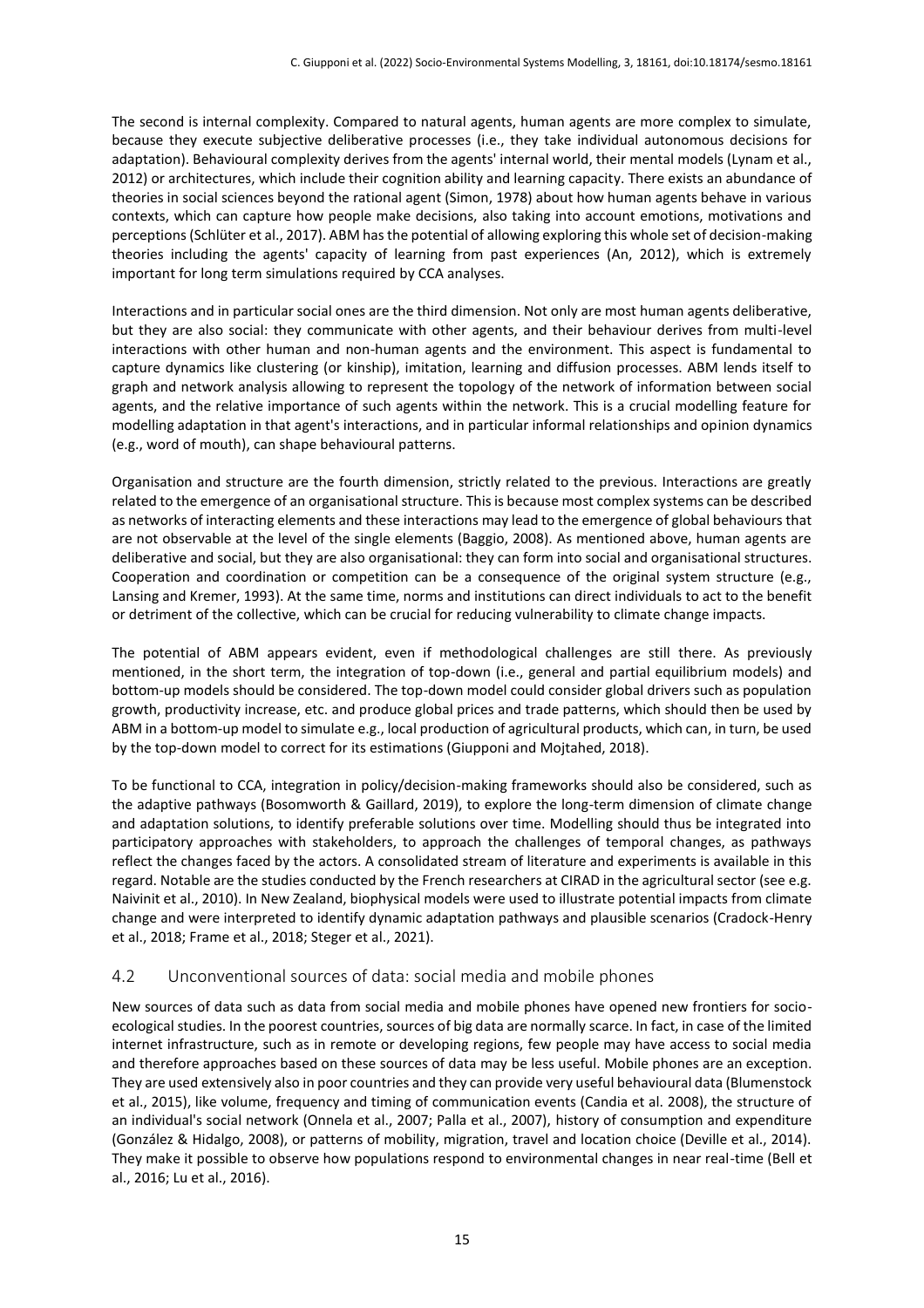The second is internal complexity. Compared to natural agents, human agents are more complex to simulate, because they execute subjective deliberative processes (i.e., they take individual autonomous decisions for adaptation). Behavioural complexity derives from the agents' internal world, their mental models (Lynam et al., 2012) or architectures, which include their cognition ability and learning capacity. There exists an abundance of theories in social sciences beyond the rational agent (Simon, 1978) about how human agents behave in various contexts, which can capture how people make decisions, also taking into account emotions, motivations and perceptions (Schlüter et al., 2017). ABM has the potential of allowing exploring this whole set of decision-making theories including the agents' capacity of learning from past experiences (An, 2012), which is extremely important for long term simulations required by CCA analyses.

Interactions and in particular social ones are the third dimension. Not only are most human agents deliberative, but they are also social: they communicate with other agents, and their behaviour derives from multi-level interactions with other human and non-human agents and the environment. This aspect is fundamental to capture dynamics like clustering (or kinship), imitation, learning and diffusion processes. ABM lends itself to graph and network analysis allowing to represent the topology of the network of information between social agents, and the relative importance of such agents within the network. This is a crucial modelling feature for modelling adaptation in that agent's interactions, and in particular informal relationships and opinion dynamics (e.g., word of mouth), can shape behavioural patterns.

Organisation and structure are the fourth dimension, strictly related to the previous. Interactions are greatly related to the emergence of an organisational structure. This is because most complex systems can be described as networks of interacting elements and these interactions may lead to the emergence of global behaviours that are not observable at the level of the single elements (Baggio, 2008). As mentioned above, human agents are deliberative and social, but they are also organisational: they can form into social and organisational structures. Cooperation and coordination or competition can be a consequence of the original system structure (e.g., Lansing and Kremer, 1993). At the same time, norms and institutions can direct individuals to act to the benefit or detriment of the collective, which can be crucial for reducing vulnerability to climate change impacts.

The potential of ABM appears evident, even if methodological challenges are still there. As previously mentioned, in the short term, the integration of top-down (i.e., general and partial equilibrium models) and bottom-up models should be considered. The top-down model could consider global drivers such as population growth, productivity increase, etc. and produce global prices and trade patterns, which should then be used by ABM in a bottom-up model to simulate e.g., local production of agricultural products, which can, in turn, be used by the top-down model to correct for its estimations (Giupponi and Mojtahed, 2018).

To be functional to CCA, integration in policy/decision-making frameworks should also be considered, such as the adaptive pathways (Bosomworth & Gaillard, 2019), to explore the long-term dimension of climate change and adaptation solutions, to identify preferable solutions over time. Modelling should thus be integrated into participatory approaches with stakeholders, to approach the challenges of temporal changes, as pathways reflect the changes faced by the actors. A consolidated stream of literature and experiments is available in this regard. Notable are the studies conducted by the French researchers at CIRAD in the agricultural sector (see e.g. Naivinit et al., 2010). In New Zealand, biophysical models were used to illustrate potential impacts from climate change and were interpreted to identify dynamic adaptation pathways and plausible scenarios (Cradock-Henry et al., 2018; Frame et al., 2018; Steger et al., 2021).

## 4.2 Unconventional sources of data: social media and mobile phones

New sources of data such as data from social media and mobile phones have opened new frontiers for socio-ecological studies. In the poorest countries, sources of big data are normally scarce. In fact, in case of the limited internet infrastructure, such as in remote or developing regions, few people may have access to social media and therefore approaches based on these sources of data may be less useful. Mobile phones are an exception. They are used extensively also in poor countries and they can provide very useful behavioural data (Blumenstock et al., 2015), like volume, frequency and timing of communication events (Candia et al. 2008), the structure of an individual's social network (Onnela et al., 2007; Palla et al., 2007), history of consumption and expenditure (González & Hidalgo, 2008), or patterns of mobility, migration, travel and location choice (Deville et al., 2014). They make it possible to observe how populations respond to environmental changes in near real-time (Bell et al., 2016; Lu et al., 2016).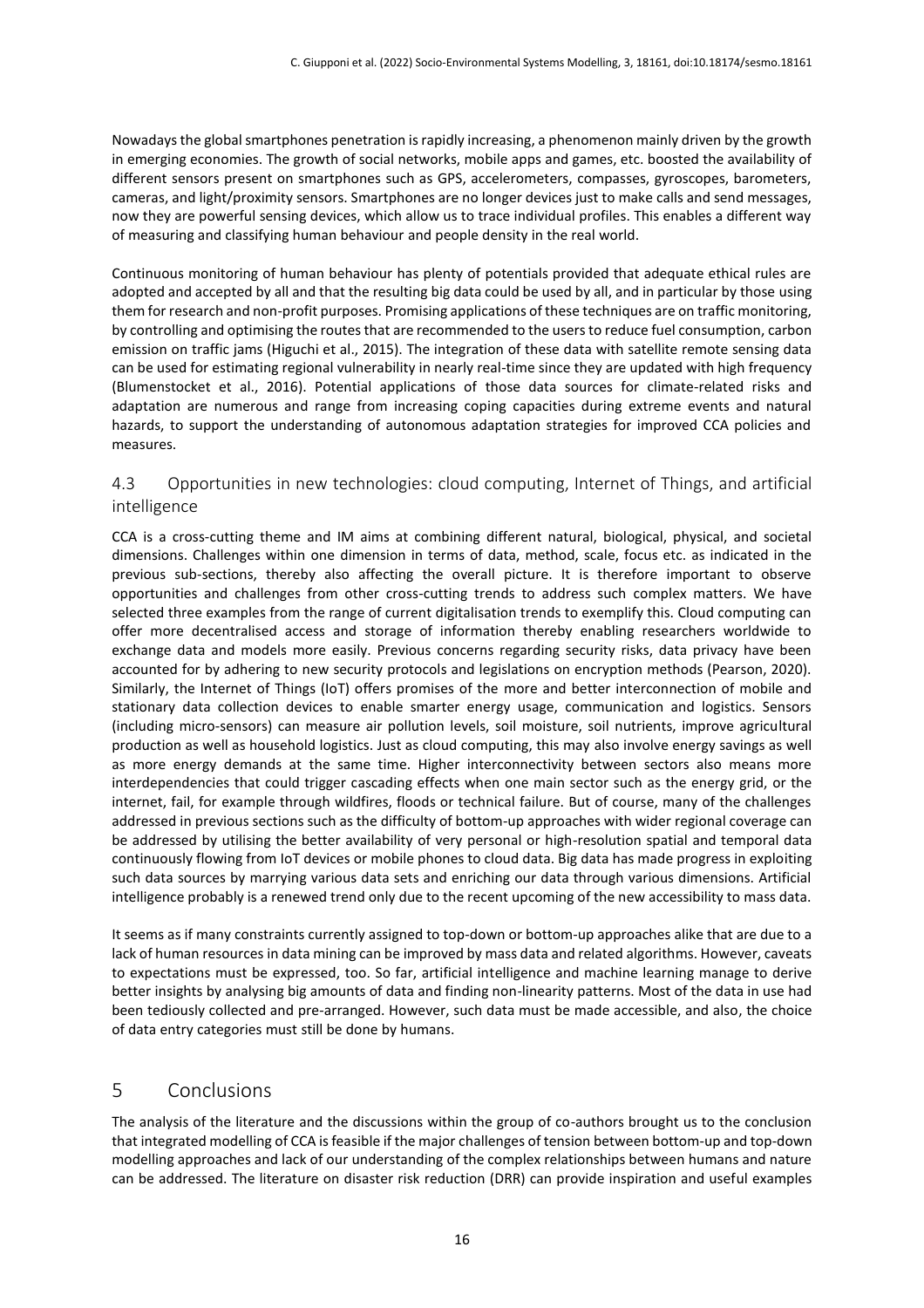Nowadays the global smartphones penetration is rapidly increasing, a phenomenon mainly driven by the growth in emerging economies. The growth of social networks, mobile apps and games, etc. boosted the availability of different sensors present on smartphones such as GPS, accelerometers, compasses, gyroscopes, barometers, cameras, and light/proximity sensors. Smartphones are no longer devices just to make calls and send messages, now they are powerful sensing devices, which allow us to trace individual profiles. This enables a different way of measuring and classifying human behaviour and people density in the real world.

Continuous monitoring of human behaviour has plenty of potentials provided that adequate ethical rules are adopted and accepted by all and that the resulting big data could be used by all, and in particular by those using them for research and non-profit purposes. Promising applications of these techniques are on traffic monitoring, by controlling and optimising the routes that are recommended to the users to reduce fuel consumption, carbon emission on traffic jams (Higuchi et al., 2015). The integration of these data with satellite remote sensing data can be used for estimating regional vulnerability in nearly real-time since they are updated with high frequency (Blumenstocket et al., 2016). Potential applications of those data sources for climate-related risks and adaptation are numerous and range from increasing coping capacities during extreme events and natural hazards, to support the understanding of autonomous adaptation strategies for improved CCA policies and measures.

### 4.3 Opportunities in new technologies: cloud computing, Internet of Things, and artificial intelligence

CCA is a cross-cutting theme and IM aims at combining different natural, biological, physical, and societal dimensions. Challenges within one dimension in terms of data, method, scale, focus etc. as indicated in the previous sub-sections, thereby also affecting the overall picture. It is therefore important to observe opportunities and challenges from other cross-cutting trends to address such complex matters. We have selected three examples from the range of current digitalisation trends to exemplify this. Cloud computing can offer more decentralised access and storage of information thereby enabling researchers worldwide to exchange data and models more easily. Previous concerns regarding security risks, data privacy have been accounted for by adhering to new security protocols and legislations on encryption methods (Pearson, 2020). Similarly, the Internet of Things (IoT) offers promises of the more and better interconnection of mobile and stationary data collection devices to enable smarter energy usage, communication and logistics. Sensors (including micro-sensors) can measure air pollution levels, soil moisture, soil nutrients, improve agricultural production as well as household logistics. Just as cloud computing, this may also involve energy savings as well as more energy demands at the same time. Higher interconnectivity between sectors also means more interdependencies that could trigger cascading effects when one main sector such as the energy grid, or the internet, fail, for example through wildfires, floods or technical failure. But of course, many of the challenges addressed in previous sections such as the difficulty of bottom-up approaches with wider regional coverage can be addressed by utilising the better availability of very personal or high-resolution spatial and temporal data continuously flowing from IoT devices or mobile phones to cloud data. Big data has made progress in exploiting such data sources by marrying various data sets and enriching our data through various dimensions. Artificial intelligence probably is a renewed trend only due to the recent upcoming of the new accessibility to mass data.

It seems as if many constraints currently assigned to top-down or bottom-up approaches alike that are due to a lack of human resources in data mining can be improved by mass data and related algorithms. However, caveats to expectations must be expressed, too. So far, artificial intelligence and machine learning manage to derive better insights by analysing big amounts of data and finding non-linearity patterns. Most of the data in use had been tediously collected and pre-arranged. However, such data must be made accessible, and also, the choice of data entry categories must still be done by humans.

## 5 Conclusions

The analysis of the literature and the discussions within the group of co-authors brought us to the conclusion that integrated modelling of CCA is feasible if the major challenges of tension between bottom-up and top-down modelling approaches and lack of our understanding of the complex relationships between humans and nature can be addressed. The literature on disaster risk reduction (DRR) can provide inspiration and useful examples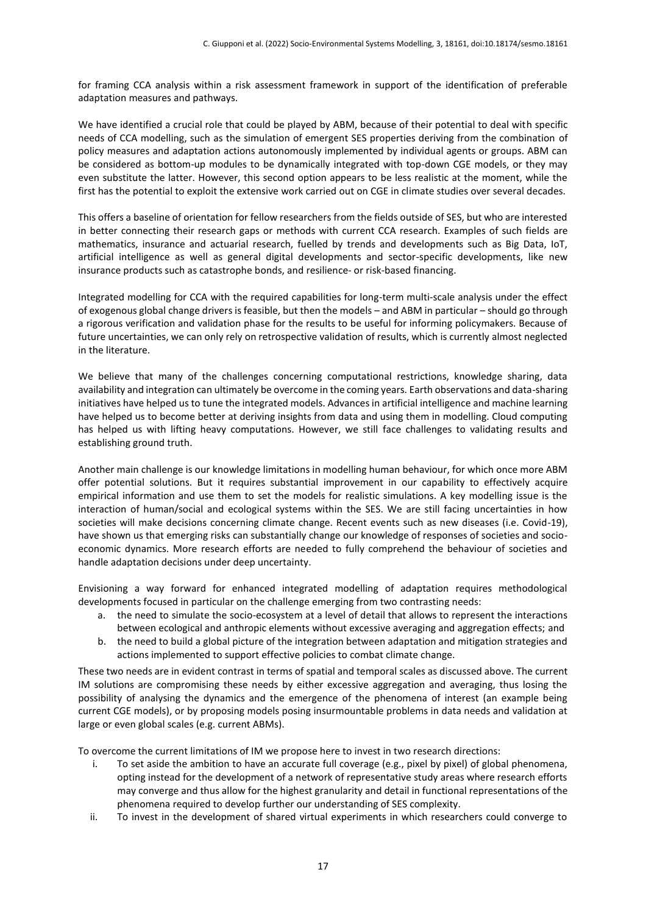for framing CCA analysis within a risk assessment framework in support of the identification of preferable adaptation measures and pathways.

We have identified a crucial role that could be played by ABM, because of their potential to deal with specific needs of CCA modelling, such as the simulation of emergent SES properties deriving from the combination of policy measures and adaptation actions autonomously implemented by individual agents or groups. ABM can be considered as bottom-up modules to be dynamically integrated with top-down CGE models, or they may even substitute the latter. However, this second option appears to be less realistic at the moment, while the first has the potential to exploit the extensive work carried out on CGE in climate studies over several decades.

This offers a baseline of orientation for fellow researchers from the fields outside of SES, but who are interested in better connecting their research gaps or methods with current CCA research. Examples of such fields are mathematics, insurance and actuarial research, fuelled by trends and developments such as Big Data, IoT, artificial intelligence as well as general digital developments and sector-specific developments, like new insurance products such as catastrophe bonds, and resilience- or risk-based financing.

Integrated modelling for CCA with the required capabilities for long-term multi-scale analysis under the effect of exogenous global change drivers is feasible, but then the models – and ABM in particular – should go through a rigorous verification and validation phase for the results to be useful for informing policymakers. Because of future uncertainties, we can only rely on retrospective validation of results, which is currently almost neglected in the literature.

We believe that many of the challenges concerning computational restrictions, knowledge sharing, data availability and integration can ultimately be overcome in the coming years. Earth observations and data-sharing initiatives have helped us to tune the integrated models. Advances in artificial intelligence and machine learning have helped us to become better at deriving insights from data and using them in modelling. Cloud computing has helped us with lifting heavy computations. However, we still face challenges to validating results and establishing ground truth.

Another main challenge is our knowledge limitations in modelling human behaviour, for which once more ABM offer potential solutions. But it requires substantial improvement in our capability to effectively acquire empirical information and use them to set the models for realistic simulations. A key modelling issue is the interaction of human/social and ecological systems within the SES. We are still facing uncertainties in how societies will make decisions concerning climate change. Recent events such as new diseases (i.e. Covid-19), have shown us that emerging risks can substantially change our knowledge of responses of societies and socio-economic dynamics. More research efforts are needed to fully comprehend the behaviour of societies and handle adaptation decisions under deep uncertainty.

Envisioning a way forward for enhanced integrated modelling of adaptation requires methodological developments focused in particular on the challenge emerging from two contrasting needs:

a. the need to simulate the socio-ecosystem at a level of detail that allows to represent the interactions between ecological and anthropic elements without excessive averaging and aggregation effects; and
b. the need to build a global picture of the integration between adaptation and mitigation strategies and actions implemented to support effective policies to combat climate change.

These two needs are in evident contrast in terms of spatial and temporal scales as discussed above. The current IM solutions are compromising these needs by either excessive aggregation and averaging, thus losing the possibility of analysing the dynamics and the emergence of the phenomena of interest (an example being current CGE models), or by proposing models posing insurmountable problems in data needs and validation at large or even global scales (e.g. current ABMs).

To overcome the current limitations of IM we propose here to invest in two research directions:

i. To set aside the ambition to have an accurate full coverage (e.g., pixel by pixel) of global phenomena, opting instead for the development of a network of representative study areas where research efforts may converge and thus allow for the highest granularity and detail in functional representations of the phenomena required to develop further our understanding of SES complexity.
ii. To invest in the development of shared virtual experiments in which researchers could converge to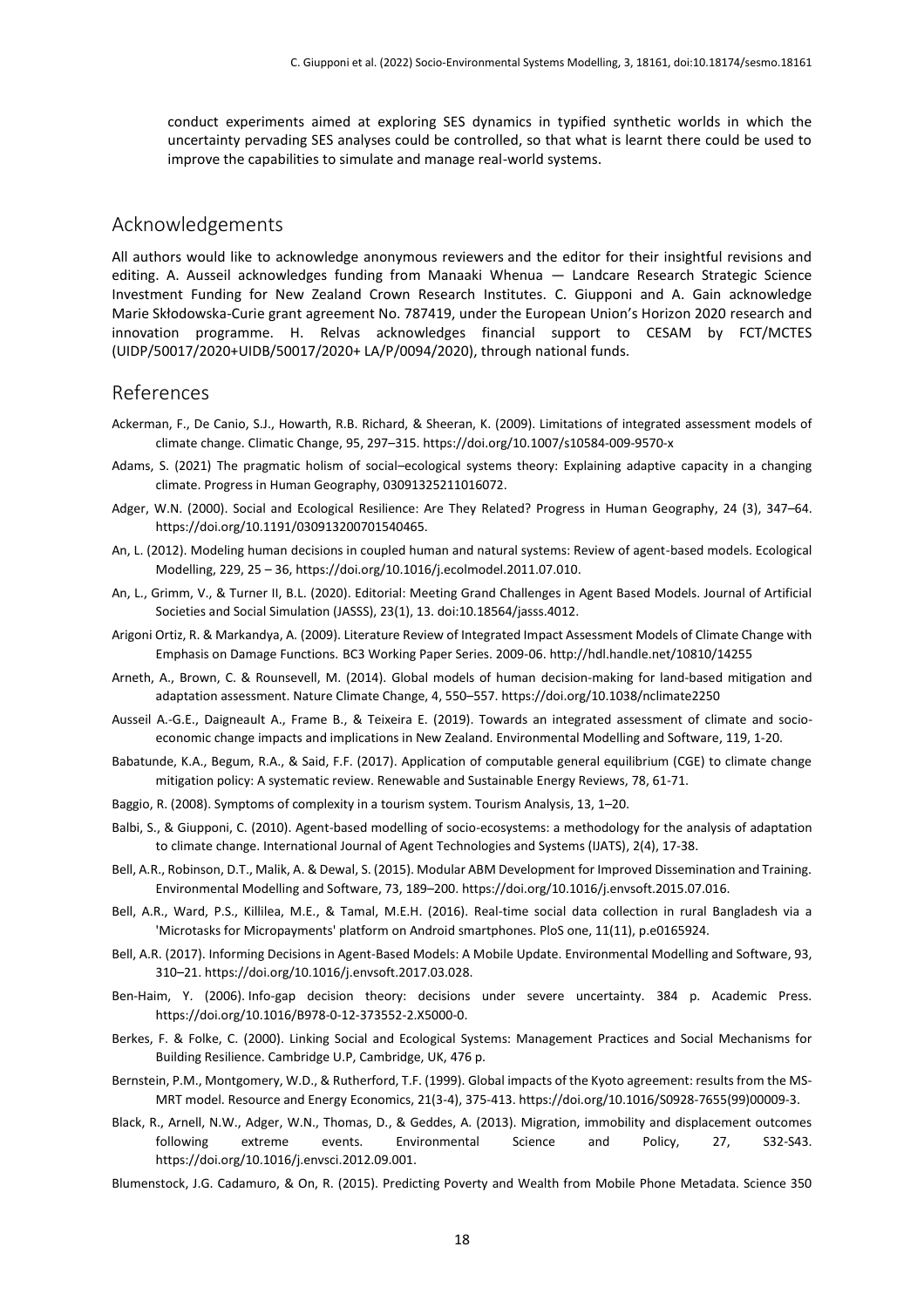conduct experiments aimed at exploring SES dynamics in typified synthetic worlds in which the uncertainty pervading SES analyses could be controlled, so that what is learnt there could be used to improve the capabilities to simulate and manage real-world systems.

## Acknowledgements

All authors would like to acknowledge anonymous reviewers and the editor for their insightful revisions and editing. A. Ausseil acknowledges funding from Manaaki Whenua — Landcare Research Strategic Science Investment Funding for New Zealand Crown Research Institutes. C. Giupponi and A. Gain acknowledge Marie Skłodowska-Curie grant agreement No. 787419, under the European Union's Horizon 2020 research and innovation programme. H. Relvas acknowledges financial support to CESAM by FCT/MCTES (UIDP/50017/2020+UIDB/50017/2020+ LA/P/0094/2020), through national funds.

## References

Ackerman, F., De Canio, S.J., Howarth, R.B. Richard, & Sheeran, K. (2009). Limitations of integrated assessment models of climate change. Climatic Change, 95, 297–315. https://doi.org/10.1007/s10584-009-9570-x

Adams, S. (2021) The pragmatic holism of social–ecological systems theory: Explaining adaptive capacity in a changing climate. Progress in Human Geography, 03091325211016072.

Adger, W.N. (2000). Social and Ecological Resilience: Are They Related? Progress in Human Geography, 24 (3), 347–64. https://doi.org/10.1191/030913200701540465.

An, L. (2012). Modeling human decisions in coupled human and natural systems: Review of agent-based models. Ecological Modelling, 229, 25 – 36, https://doi.org/10.1016/j.ecolmodel.2011.07.010.

An, L., Grimm, V., & Turner II, B.L. (2020). Editorial: Meeting Grand Challenges in Agent Based Models. Journal of Artificial Societies and Social Simulation (JASSS), 23(1), 13. doi:10.18564/jasss.4012.

Arigoni Ortiz, R. & Markandya, A. (2009). Literature Review of Integrated Impact Assessment Models of Climate Change with Emphasis on Damage Functions. BC3 Working Paper Series. 2009-06. http://hdl.handle.net/10810/14255

Arneth, A., Brown, C. & Rounsevell, M. (2014). Global models of human decision-making for land-based mitigation and adaptation assessment. Nature Climate Change, 4, 550–557. https://doi.org/10.1038/nclimate2250

Ausseil A.-G.E., Daigneault A., Frame B., & Teixeira E. (2019). Towards an integrated assessment of climate and socio-economic change impacts and implications in New Zealand. Environmental Modelling and Software, 119, 1-20.

Babatunde, K.A., Begum, R.A., & Said, F.F. (2017). Application of computable general equilibrium (CGE) to climate change mitigation policy: A systematic review. Renewable and Sustainable Energy Reviews, 78, 61-71.

Baggio, R. (2008). Symptoms of complexity in a tourism system. Tourism Analysis, 13, 1–20.

Balbi, S., & Giupponi, C. (2010). Agent-based modelling of socio-ecosystems: a methodology for the analysis of adaptation to climate change. International Journal of Agent Technologies and Systems (IJATS), 2(4), 17-38.

Bell, A.R., Robinson, D.T., Malik, A. & Dewal, S. (2015). Modular ABM Development for Improved Dissemination and Training. Environmental Modelling and Software, 73, 189–200. https://doi.org/10.1016/j.envsoft.2015.07.016.

Bell, A.R., Ward, P.S., Killilea, M.E., & Tamal, M.E.H. (2016). Real-time social data collection in rural Bangladesh via a 'Microtasks for Micropayments' platform on Android smartphones. PloS one, 11(11), p.e0165924.

Bell, A.R. (2017). Informing Decisions in Agent-Based Models: A Mobile Update. Environmental Modelling and Software, 93, 310–21. https://doi.org/10.1016/j.envsoft.2017.03.028.

Ben-Haim, Y. (2006). Info-gap decision theory: decisions under severe uncertainty. 384 p. Academic Press. https://doi.org/10.1016/B978-0-12-373552-2.X5000-0.

Berkes, F. & Folke, C. (2000). Linking Social and Ecological Systems: Management Practices and Social Mechanisms for Building Resilience. Cambridge U.P, Cambridge, UK, 476 p.

Bernstein, P.M., Montgomery, W.D., & Rutherford, T.F. (1999). Global impacts of the Kyoto agreement: results from the MS-MRT model. Resource and Energy Economics, 21(3-4), 375-413. https://doi.org/10.1016/S0928-7655(99)00009-3.

Black, R., Arnell, N.W., Adger, W.N., Thomas, D., & Geddes, A. (2013). Migration, immobility and displacement outcomes following extreme events. Environmental Science and Policy, 27, S32-S43. https://doi.org/10.1016/j.envsci.2012.09.001.

Blumenstock, J.G. Cadamuro, & On, R. (2015). Predicting Poverty and Wealth from Mobile Phone Metadata. Science 350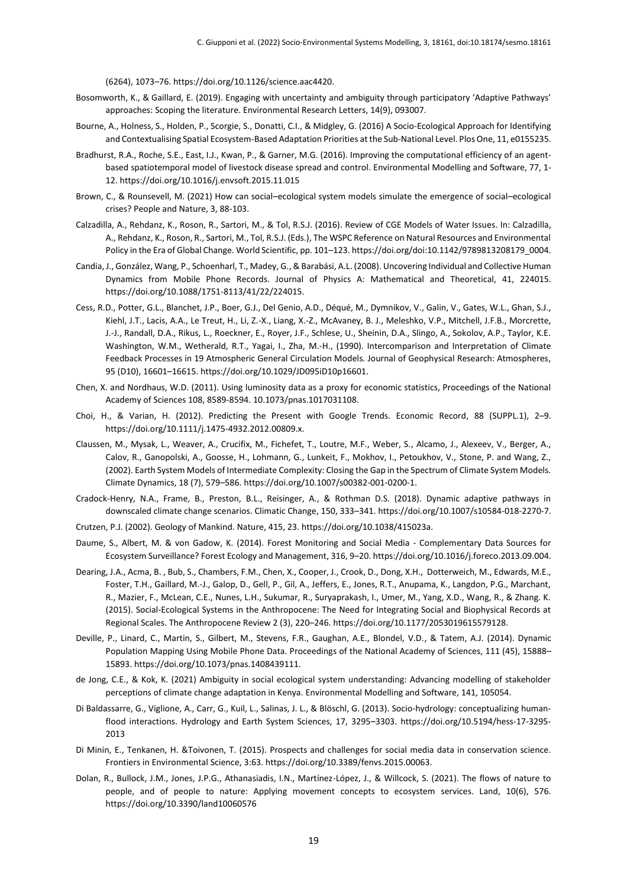(6264), 1073–76. https://doi.org/10.1126/science.aac4420.

Bosomworth, K., & Gaillard, E. (2019). Engaging with uncertainty and ambiguity through participatory 'Adaptive Pathways' approaches: Scoping the literature. Environmental Research Letters, 14(9), 093007.

Bourne, A., Holness, S., Holden, P., Scorgie, S., Donatti, C.I., & Midgley, G. (2016) A Socio-Ecological Approach for Identifying and Contextualising Spatial Ecosystem-Based Adaptation Priorities at the Sub-National Level. Plos One, 11, e0155235.

Bradhurst, R.A., Roche, S.E., East, I.J., Kwan, P., & Garner, M.G. (2016). Improving the computational efficiency of an agent-based spatiotemporal model of livestock disease spread and control. Environmental Modelling and Software, 77, 1-12. https://doi.org/10.1016/j.envsoft.2015.11.015

Brown, C., & Rounsevell, M. (2021) How can social–ecological system models simulate the emergence of social–ecological crises? People and Nature, 3, 88-103.

Calzadilla, A., Rehdanz, K., Roson, R., Sartori, M., & Tol, R.S.J. (2016). Review of CGE Models of Water Issues. In: Calzadilla, A., Rehdanz, K., Roson, R., Sartori, M., Tol, R.S.J. (Eds.), The WSPC Reference on Natural Resources and Environmental Policy in the Era of Global Change. World Scientific, pp. 101–123. https://doi.org/doi:10.1142/9789813208179_0004.

Candia, J., González, Wang, P., Schoenharl, T., Madey, G., & Barabási, A.L. (2008). Uncovering Individual and Collective Human Dynamics from Mobile Phone Records. Journal of Physics A: Mathematical and Theoretical, 41, 224015. https://doi.org/10.1088/1751-8113/41/22/224015.

Cess, R.D., Potter, G.L., Blanchet, J.P., Boer, G.J., Del Genio, A.D., Déqué, M., Dymnikov, V., Galin, V., Gates, W.L., Ghan, S.J., Kiehl, J.T., Lacis, A.A., Le Treut, H., Li, Z.-X., Liang, X.-Z., McAvaney, B. J., Meleshko, V.P., Mitchell, J.F.B., Morcrette, J.-J., Randall, D.A., Rikus, L., Roeckner, E., Royer, J.F., Schlese, U., Sheinin, D.A., Slingo, A., Sokolov, A.P., Taylor, K.E. Washington, W.M., Wetherald, R.T., Yagai, I., Zha, M.-H., (1990). Intercomparison and Interpretation of Climate Feedback Processes in 19 Atmospheric General Circulation Models. Journal of Geophysical Research: Atmospheres, 95 (D10), 16601–16615. https://doi.org/10.1029/JD095iD10p16601.

Chen, X. and Nordhaus, W.D. (2011). Using luminosity data as a proxy for economic statistics, Proceedings of the National Academy of Sciences 108, 8589-8594. 10.1073/pnas.1017031108.

Choi, H., & Varian, H. (2012). Predicting the Present with Google Trends. Economic Record, 88 (SUPPL.1), 2–9. https://doi.org/10.1111/j.1475-4932.2012.00809.x.

Claussen, M., Mysak, L., Weaver, A., Crucifix, M., Fichefet, T., Loutre, M.F., Weber, S., Alcamo, J., Alexeev, V., Berger, A., Calov, R., Ganopolski, A., Goosse, H., Lohmann, G., Lunkeit, F., Mokhov, I., Petoukhov, V., Stone, P. and Wang, Z., (2002). Earth System Models of Intermediate Complexity: Closing the Gap in the Spectrum of Climate System Models. Climate Dynamics, 18 (7), 579–586. https://doi.org/10.1007/s00382-001-0200-1.

Cradock-Henry, N.A., Frame, B., Preston, B.L., Reisinger, A., & Rothman D.S. (2018). Dynamic adaptive pathways in downscaled climate change scenarios. Climatic Change, 150, 333–341. https://doi.org/10.1007/s10584-018-2270-7.

Crutzen, P.J. (2002). Geology of Mankind. Nature, 415, 23. https://doi.org/10.1038/415023a.

Daume, S., Albert, M. & von Gadow, K. (2014). Forest Monitoring and Social Media - Complementary Data Sources for Ecosystem Surveillance? Forest Ecology and Management, 316, 9–20. https://doi.org/10.1016/j.foreco.2013.09.004.

Dearing, J.A., Acma, B. , Bub, S., Chambers, F.M., Chen, X., Cooper, J., Crook, D., Dong, X.H., Dotterweich, M., Edwards, M.E., Foster, T.H., Gaillard, M.-J., Galop, D., Gell, P., Gil, A., Jeffers, E., Jones, R.T., Anupama, K., Langdon, P.G., Marchant, R., Mazier, F., McLean, C.E., Nunes, L.H., Sukumar, R., Suryaprakash, I., Umer, M., Yang, X.D., Wang, R., & Zhang. K. (2015). Social-Ecological Systems in the Anthropocene: The Need for Integrating Social and Biophysical Records at Regional Scales. The Anthropocene Review 2 (3), 220–246. https://doi.org/10.1177/2053019615579128.

Deville, P., Linard, C., Martin, S., Gilbert, M., Stevens, F.R., Gaughan, A.E., Blondel, V.D., & Tatem, A.J. (2014). Dynamic Population Mapping Using Mobile Phone Data. Proceedings of the National Academy of Sciences, 111 (45), 15888–15893. https://doi.org/10.1073/pnas.1408439111.

de Jong, C.E., & Kok, K. (2021) Ambiguity in social ecological system understanding: Advancing modelling of stakeholder perceptions of climate change adaptation in Kenya. Environmental Modelling and Software, 141, 105054.

Di Baldassarre, G., Viglione, A., Carr, G., Kuil, L., Salinas, J. L., & Blöschl, G. (2013). Socio-hydrology: conceptualizing human-flood interactions. Hydrology and Earth System Sciences, 17, 3295–3303. https://doi.org/10.5194/hess-17-3295-2013

Di Minin, E., Tenkanen, H. &Toivonen, T. (2015). Prospects and challenges for social media data in conservation science. Frontiers in Environmental Science, 3:63. https://doi.org/10.3389/fenvs.2015.00063.

Dolan, R., Bullock, J.M., Jones, J.P.G., Athanasiadis, I.N., Martínez-López, J., & Willcock, S. (2021). The flows of nature to people, and of people to nature: Applying movement concepts to ecosystem services. Land, 10(6), 576. https://doi.org/10.3390/land10060576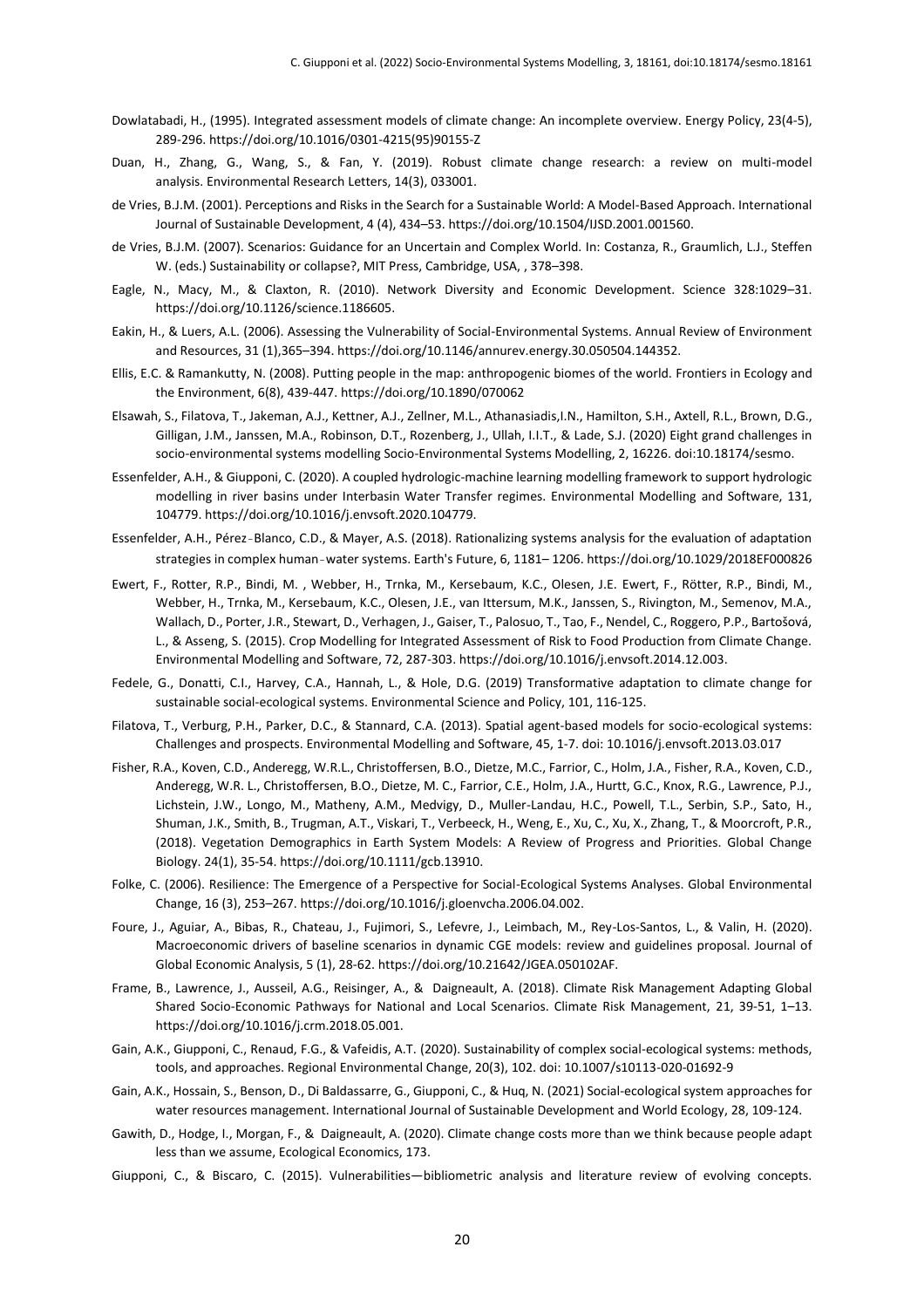Dowlatabadi, H., (1995). Integrated assessment models of climate change: An incomplete overview. Energy Policy, 23(4-5), 289-296. https://doi.org/10.1016/0301-4215(95)90155-Z

Duan, H., Zhang, G., Wang, S., & Fan, Y. (2019). Robust climate change research: a review on multi-model analysis. Environmental Research Letters, 14(3), 033001.

de Vries, B.J.M. (2001). Perceptions and Risks in the Search for a Sustainable World: A Model-Based Approach. International Journal of Sustainable Development, 4 (4), 434–53. https://doi.org/10.1504/IJSD.2001.001560.

de Vries, B.J.M. (2007). Scenarios: Guidance for an Uncertain and Complex World. In: Costanza, R., Graumlich, L.J., Steffen W. (eds.) Sustainability or collapse?, MIT Press, Cambridge, USA, , 378–398.

Eagle, N., Macy, M., & Claxton, R. (2010). Network Diversity and Economic Development. Science 328:1029–31. https://doi.org/10.1126/science.1186605.

Eakin, H., & Luers, A.L. (2006). Assessing the Vulnerability of Social-Environmental Systems. Annual Review of Environment and Resources, 31 (1),365–394. https://doi.org/10.1146/annurev.energy.30.050504.144352.

Ellis, E.C. & Ramankutty, N. (2008). Putting people in the map: anthropogenic biomes of the world. Frontiers in Ecology and the Environment, 6(8), 439-447. https://doi.org/10.1890/070062

Elsawah, S., Filatova, T., Jakeman, A.J., Kettner, A.J., Zellner, M.L., Athanasiadis,I.N., Hamilton, S.H., Axtell, R.L., Brown, D.G., Gilligan, J.M., Janssen, M.A., Robinson, D.T., Rozenberg, J., Ullah, I.I.T., & Lade, S.J. (2020) Eight grand challenges in socio-environmental systems modelling Socio-Environmental Systems Modelling, 2, 16226. doi:10.18174/sesmo.

Essenfelder, A.H., & Giupponi, C. (2020). A coupled hydrologic-machine learning modelling framework to support hydrologic modelling in river basins under Interbasin Water Transfer regimes. Environmental Modelling and Software, 131, 104779. https://doi.org/10.1016/j.envsoft.2020.104779.

Essenfelder, A.H., Pérez‐Blanco, C.D., & Mayer, A.S. (2018). Rationalizing systems analysis for the evaluation of adaptation strategies in complex human‐water systems. Earth's Future, 6, 1181– 1206. https://doi.org/10.1029/2018EF000826

Ewert, F., Rotter, R.P., Bindi, M. , Webber, H., Trnka, M., Kersebaum, K.C., Olesen, J.E. Ewert, F., Rötter, R.P., Bindi, M., Webber, H., Trnka, M., Kersebaum, K.C., Olesen, J.E., van Ittersum, M.K., Janssen, S., Rivington, M., Semenov, M.A., Wallach, D., Porter, J.R., Stewart, D., Verhagen, J., Gaiser, T., Palosuo, T., Tao, F., Nendel, C., Roggero, P.P., Bartošová, L., & Asseng, S. (2015). Crop Modelling for Integrated Assessment of Risk to Food Production from Climate Change. Environmental Modelling and Software, 72, 287-303. https://doi.org/10.1016/j.envsoft.2014.12.003.

Fedele, G., Donatti, C.I., Harvey, C.A., Hannah, L., & Hole, D.G. (2019) Transformative adaptation to climate change for sustainable social-ecological systems. Environmental Science and Policy, 101, 116-125.

Filatova, T., Verburg, P.H., Parker, D.C., & Stannard, C.A. (2013). Spatial agent-based models for socio-ecological systems: Challenges and prospects. Environmental Modelling and Software, 45, 1-7. doi: 10.1016/j.envsoft.2013.03.017

Fisher, R.A., Koven, C.D., Anderegg, W.R.L., Christoffersen, B.O., Dietze, M.C., Farrior, C., Holm, J.A., Fisher, R.A., Koven, C.D., Anderegg, W.R. L., Christoffersen, B.O., Dietze, M. C., Farrior, C.E., Holm, J.A., Hurtt, G.C., Knox, R.G., Lawrence, P.J., Lichstein, J.W., Longo, M., Matheny, A.M., Medvigy, D., Muller-Landau, H.C., Powell, T.L., Serbin, S.P., Sato, H., Shuman, J.K., Smith, B., Trugman, A.T., Viskari, T., Verbeeck, H., Weng, E., Xu, C., Xu, X., Zhang, T., & Moorcroft, P.R., (2018). Vegetation Demographics in Earth System Models: A Review of Progress and Priorities. Global Change Biology. 24(1), 35-54. https://doi.org/10.1111/gcb.13910.

Folke, C. (2006). Resilience: The Emergence of a Perspective for Social-Ecological Systems Analyses. Global Environmental Change, 16 (3), 253–267. https://doi.org/10.1016/j.gloenvcha.2006.04.002.

Foure, J., Aguiar, A., Bibas, R., Chateau, J., Fujimori, S., Lefevre, J., Leimbach, M., Rey-Los-Santos, L., & Valin, H. (2020). Macroeconomic drivers of baseline scenarios in dynamic CGE models: review and guidelines proposal. Journal of Global Economic Analysis, 5 (1), 28-62. https://doi.org/10.21642/JGEA.050102AF.

Frame, B., Lawrence, J., Ausseil, A.G., Reisinger, A., & Daigneault, A. (2018). Climate Risk Management Adapting Global Shared Socio-Economic Pathways for National and Local Scenarios. Climate Risk Management, 21, 39-51, 1–13. https://doi.org/10.1016/j.crm.2018.05.001.

Gain, A.K., Giupponi, C., Renaud, F.G., & Vafeidis, A.T. (2020). Sustainability of complex social-ecological systems: methods, tools, and approaches. Regional Environmental Change, 20(3), 102. doi: 10.1007/s10113-020-01692-9

Gain, A.K., Hossain, S., Benson, D., Di Baldassarre, G., Giupponi, C., & Huq, N. (2021) Social-ecological system approaches for water resources management. International Journal of Sustainable Development and World Ecology, 28, 109-124.

Gawith, D., Hodge, I., Morgan, F., & Daigneault, A. (2020). Climate change costs more than we think because people adapt less than we assume, Ecological Economics, 173.

Giupponi, C., & Biscaro, C. (2015). Vulnerabilities—bibliometric analysis and literature review of evolving concepts.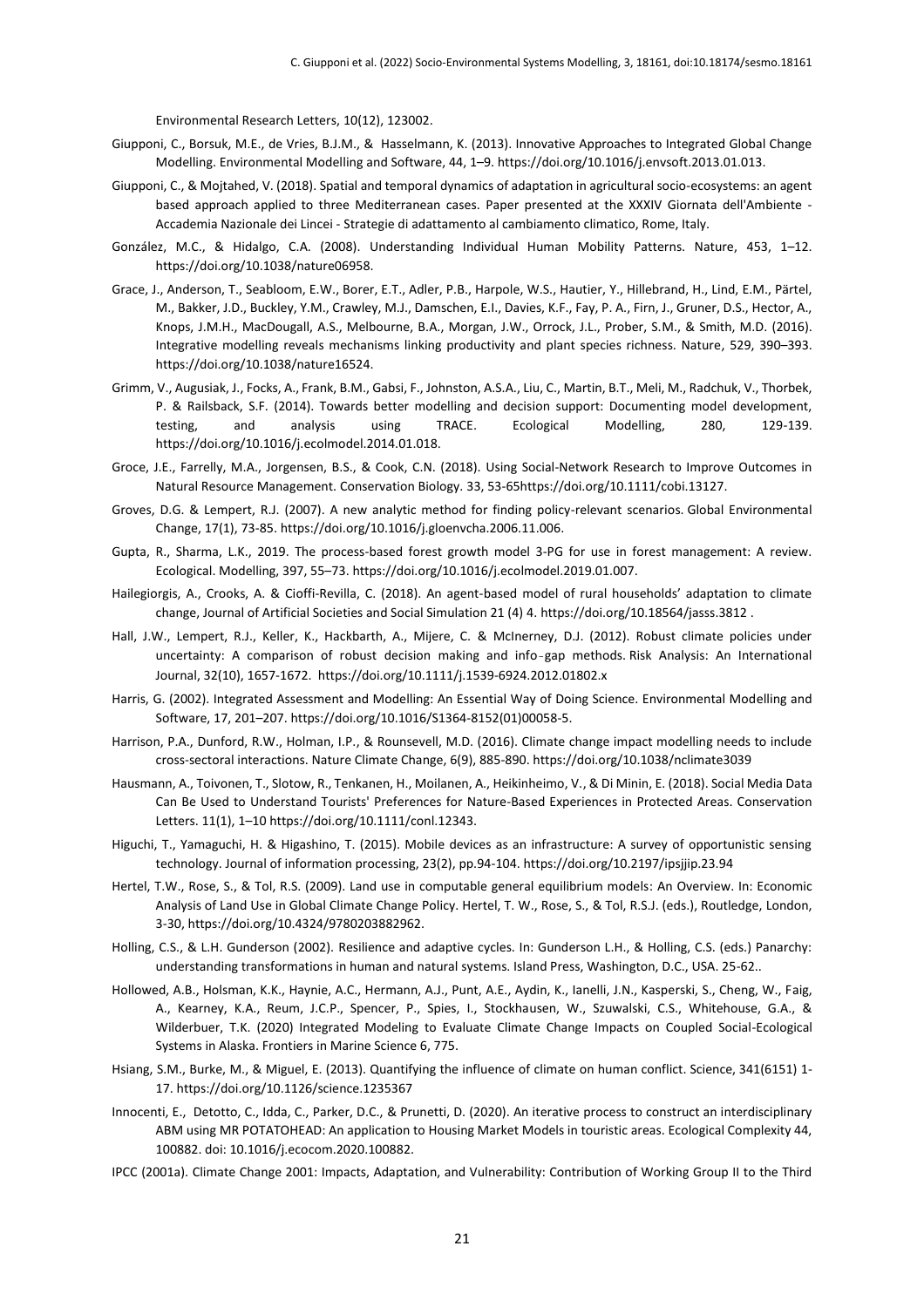Environmental Research Letters, 10(12), 123002.

Giupponi, C., Borsuk, M.E., de Vries, B.J.M., & Hasselmann, K. (2013). Innovative Approaches to Integrated Global Change Modelling. Environmental Modelling and Software, 44, 1–9. https://doi.org/10.1016/j.envsoft.2013.01.013.

Giupponi, C., & Mojtahed, V. (2018). Spatial and temporal dynamics of adaptation in agricultural socio-ecosystems: an agent based approach applied to three Mediterranean cases. Paper presented at the XXXIV Giornata dell'Ambiente - Accademia Nazionale dei Lincei - Strategie di adattamento al cambiamento climatico, Rome, Italy.

González, M.C., & Hidalgo, C.A. (2008). Understanding Individual Human Mobility Patterns. Nature, 453, 1–12. https://doi.org/10.1038/nature06958.

Grace, J., Anderson, T., Seabloom, E.W., Borer, E.T., Adler, P.B., Harpole, W.S., Hautier, Y., Hillebrand, H., Lind, E.M., Pärtel, M., Bakker, J.D., Buckley, Y.M., Crawley, M.J., Damschen, E.I., Davies, K.F., Fay, P. A., Firn, J., Gruner, D.S., Hector, A., Knops, J.M.H., MacDougall, A.S., Melbourne, B.A., Morgan, J.W., Orrock, J.L., Prober, S.M., & Smith, M.D. (2016). Integrative modelling reveals mechanisms linking productivity and plant species richness. Nature, 529, 390–393. https://doi.org/10.1038/nature16524.

Grimm, V., Augusiak, J., Focks, A., Frank, B.M., Gabsi, F., Johnston, A.S.A., Liu, C., Martin, B.T., Meli, M., Radchuk, V., Thorbek, P. & Railsback, S.F. (2014). Towards better modelling and decision support: Documenting model development, testing, and analysis using TRACE. Ecological Modelling, 280, 129-139. https://doi.org/10.1016/j.ecolmodel.2014.01.018.

Groce, J.E., Farrelly, M.A., Jorgensen, B.S., & Cook, C.N. (2018). Using Social-Network Research to Improve Outcomes in Natural Resource Management. Conservation Biology. 33, 53-65https://doi.org/10.1111/cobi.13127.

Groves, D.G. & Lempert, R.J. (2007). A new analytic method for finding policy-relevant scenarios. Global Environmental Change, 17(1), 73-85. https://doi.org/10.1016/j.gloenvcha.2006.11.006.

Gupta, R., Sharma, L.K., 2019. The process-based forest growth model 3-PG for use in forest management: A review. Ecological. Modelling, 397, 55–73. https://doi.org/10.1016/j.ecolmodel.2019.01.007.

Hailegiorgis, A., Crooks, A. & Cioffi-Revilla, C. (2018). An agent-based model of rural households' adaptation to climate change, Journal of Artificial Societies and Social Simulation 21 (4) 4. https://doi.org/10.18564/jasss.3812 .

Hall, J.W., Lempert, R.J., Keller, K., Hackbarth, A., Mijere, C. & McInerney, D.J. (2012). Robust climate policies under uncertainty: A comparison of robust decision making and info‐gap methods. Risk Analysis: An International Journal, 32(10), 1657-1672. https://doi.org/10.1111/j.1539-6924.2012.01802.x

Harris, G. (2002). Integrated Assessment and Modelling: An Essential Way of Doing Science. Environmental Modelling and Software, 17, 201–207. https://doi.org/10.1016/S1364-8152(01)00058-5.

Harrison, P.A., Dunford, R.W., Holman, I.P., & Rounsevell, M.D. (2016). Climate change impact modelling needs to include cross-sectoral interactions. Nature Climate Change, 6(9), 885-890. https://doi.org/10.1038/nclimate3039

Hausmann, A., Toivonen, T., Slotow, R., Tenkanen, H., Moilanen, A., Heikinheimo, V., & Di Minin, E. (2018). Social Media Data Can Be Used to Understand Tourists' Preferences for Nature-Based Experiences in Protected Areas. Conservation Letters. 11(1), 1–10 https://doi.org/10.1111/conl.12343.

Higuchi, T., Yamaguchi, H. & Higashino, T. (2015). Mobile devices as an infrastructure: A survey of opportunistic sensing technology. Journal of information processing, 23(2), pp.94-104. https://doi.org/10.2197/ipsjjip.23.94

Hertel, T.W., Rose, S., & Tol, R.S. (2009). Land use in computable general equilibrium models: An Overview. In: Economic Analysis of Land Use in Global Climate Change Policy. Hertel, T. W., Rose, S., & Tol, R.S.J. (eds.), Routledge, London, 3-30, https://doi.org/10.4324/9780203882962.

Holling, C.S., & L.H. Gunderson (2002). Resilience and adaptive cycles. In: Gunderson L.H., & Holling, C.S. (eds.) Panarchy: understanding transformations in human and natural systems. Island Press, Washington, D.C., USA. 25-62..

Hollowed, A.B., Holsman, K.K., Haynie, A.C., Hermann, A.J., Punt, A.E., Aydin, K., Ianelli, J.N., Kasperski, S., Cheng, W., Faig, A., Kearney, K.A., Reum, J.C.P., Spencer, P., Spies, I., Stockhausen, W., Szuwalski, C.S., Whitehouse, G.A., & Wilderbuer, T.K. (2020) Integrated Modeling to Evaluate Climate Change Impacts on Coupled Social-Ecological Systems in Alaska. Frontiers in Marine Science 6, 775.

Hsiang, S.M., Burke, M., & Miguel, E. (2013). Quantifying the influence of climate on human conflict. Science, 341(6151) 1-17. https://doi.org/10.1126/science.1235367

Innocenti, E., Detotto, C., Idda, C., Parker, D.C., & Prunetti, D. (2020). An iterative process to construct an interdisciplinary ABM using MR POTATOHEAD: An application to Housing Market Models in touristic areas. Ecological Complexity 44, 100882. doi: 10.1016/j.ecocom.2020.100882.

IPCC (2001a). Climate Change 2001: Impacts, Adaptation, and Vulnerability: Contribution of Working Group II to the Third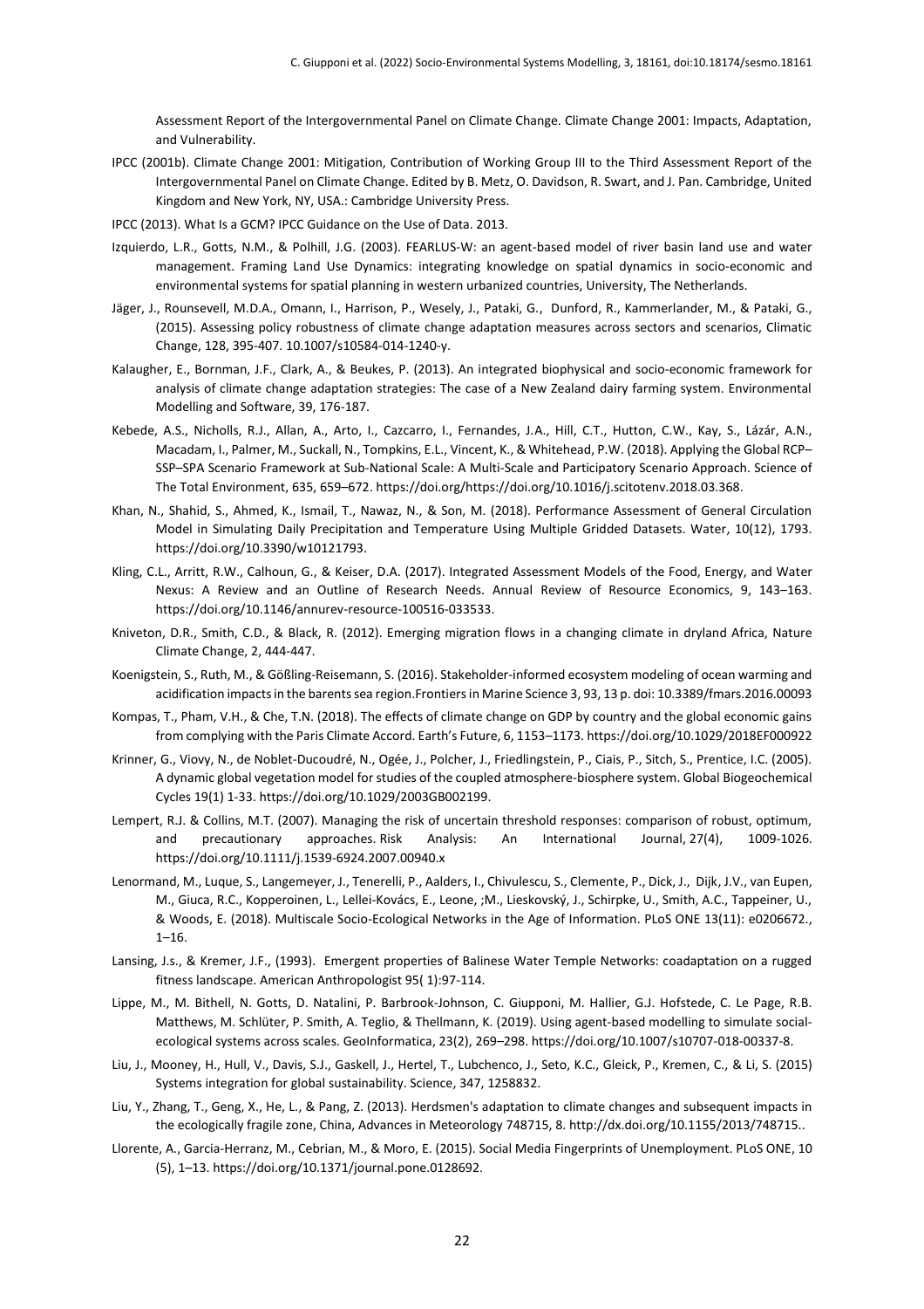Assessment Report of the Intergovernmental Panel on Climate Change. Climate Change 2001: Impacts, Adaptation, and Vulnerability.

IPCC (2001b). Climate Change 2001: Mitigation, Contribution of Working Group III to the Third Assessment Report of the Intergovernmental Panel on Climate Change. Edited by B. Metz, O. Davidson, R. Swart, and J. Pan. Cambridge, United Kingdom and New York, NY, USA.: Cambridge University Press.

IPCC (2013). What Is a GCM? IPCC Guidance on the Use of Data. 2013.

Izquierdo, L.R., Gotts, N.M., & Polhill, J.G. (2003). FEARLUS-W: an agent-based model of river basin land use and water management. Framing Land Use Dynamics: integrating knowledge on spatial dynamics in socio-economic and environmental systems for spatial planning in western urbanized countries, University, The Netherlands.

Jäger, J., Rounsevell, M.D.A., Omann, I., Harrison, P., Wesely, J., Pataki, G., Dunford, R., Kammerlander, M., & Pataki, G., (2015). Assessing policy robustness of climate change adaptation measures across sectors and scenarios, Climatic Change, 128, 395-407. 10.1007/s10584-014-1240-y.

Kalaugher, E., Bornman, J.F., Clark, A., & Beukes, P. (2013). An integrated biophysical and socio-economic framework for analysis of climate change adaptation strategies: The case of a New Zealand dairy farming system. Environmental Modelling and Software, 39, 176-187.

Kebede, A.S., Nicholls, R.J., Allan, A., Arto, I., Cazcarro, I., Fernandes, J.A., Hill, C.T., Hutton, C.W., Kay, S., Lázár, A.N., Macadam, I., Palmer, M., Suckall, N., Tompkins, E.L., Vincent, K., & Whitehead, P.W. (2018). Applying the Global RCP–SSP–SPA Scenario Framework at Sub-National Scale: A Multi-Scale and Participatory Scenario Approach. Science of The Total Environment, 635, 659–672. https://doi.org/https://doi.org/10.1016/j.scitotenv.2018.03.368.

Khan, N., Shahid, S., Ahmed, K., Ismail, T., Nawaz, N., & Son, M. (2018). Performance Assessment of General Circulation Model in Simulating Daily Precipitation and Temperature Using Multiple Gridded Datasets. Water, 10(12), 1793. https://doi.org/10.3390/w10121793.

Kling, C.L., Arritt, R.W., Calhoun, G., & Keiser, D.A. (2017). Integrated Assessment Models of the Food, Energy, and Water Nexus: A Review and an Outline of Research Needs. Annual Review of Resource Economics, 9, 143–163. https://doi.org/10.1146/annurev-resource-100516-033533.

Kniveton, D.R., Smith, C.D., & Black, R. (2012). Emerging migration flows in a changing climate in dryland Africa, Nature Climate Change, 2, 444-447.

Koenigstein, S., Ruth, M., & Gößling-Reisemann, S. (2016). Stakeholder-informed ecosystem modeling of ocean warming and acidification impacts in the barents sea region.Frontiers in Marine Science 3, 93, 13 p. doi: 10.3389/fmars.2016.00093

Kompas, T., Pham, V.H., & Che, T.N. (2018). The effects of climate change on GDP by country and the global economic gains from complying with the Paris Climate Accord. Earth's Future, 6, 1153–1173. https://doi.org/10.1029/2018EF000922

Krinner, G., Viovy, N., de Noblet-Ducoudré, N., Ogée, J., Polcher, J., Friedlingstein, P., Ciais, P., Sitch, S., Prentice, I.C. (2005). A dynamic global vegetation model for studies of the coupled atmosphere-biosphere system. Global Biogeochemical Cycles 19(1) 1-33. https://doi.org/10.1029/2003GB002199.

Lempert, R.J. & Collins, M.T. (2007). Managing the risk of uncertain threshold responses: comparison of robust, optimum, and precautionary approaches. Risk Analysis: An International Journal, 27(4), 1009-1026. https://doi.org/10.1111/j.1539-6924.2007.00940.x

Lenormand, M., Luque, S., Langemeyer, J., Tenerelli, P., Aalders, I., Chivulescu, S., Clemente, P., Dick, J., Dijk, J.V., van Eupen, M., Giuca, R.C., Kopperoinen, L., Lellei-Kovács, E., Leone, ;M., Lieskovský, J., Schirpke, U., Smith, A.C., Tappeiner, U., & Woods, E. (2018). Multiscale Socio-Ecological Networks in the Age of Information. PLoS ONE 13(11): e0206672., 1–16.

Lansing, J.s., & Kremer, J.F., (1993). Emergent properties of Balinese Water Temple Networks: coadaptation on a rugged fitness landscape. American Anthropologist 95( 1):97-114.

Lippe, M., M. Bithell, N. Gotts, D. Natalini, P. Barbrook-Johnson, C. Giupponi, M. Hallier, G.J. Hofstede, C. Le Page, R.B. Matthews, M. Schlüter, P. Smith, A. Teglio, & Thellmann, K. (2019). Using agent-based modelling to simulate social-ecological systems across scales. GeoInformatica, 23(2), 269–298. https://doi.org/10.1007/s10707-018-00337-8.

Liu, J., Mooney, H., Hull, V., Davis, S.J., Gaskell, J., Hertel, T., Lubchenco, J., Seto, K.C., Gleick, P., Kremen, C., & Li, S. (2015) Systems integration for global sustainability. Science, 347, 1258832.

Liu, Y., Zhang, T., Geng, X., He, L., & Pang, Z. (2013). Herdsmen's adaptation to climate changes and subsequent impacts in the ecologically fragile zone, China, Advances in Meteorology 748715, 8. http://dx.doi.org/10.1155/2013/748715..

Llorente, A., Garcia-Herranz, M., Cebrian, M., & Moro, E. (2015). Social Media Fingerprints of Unemployment. PLoS ONE, 10 (5), 1–13. https://doi.org/10.1371/journal.pone.0128692.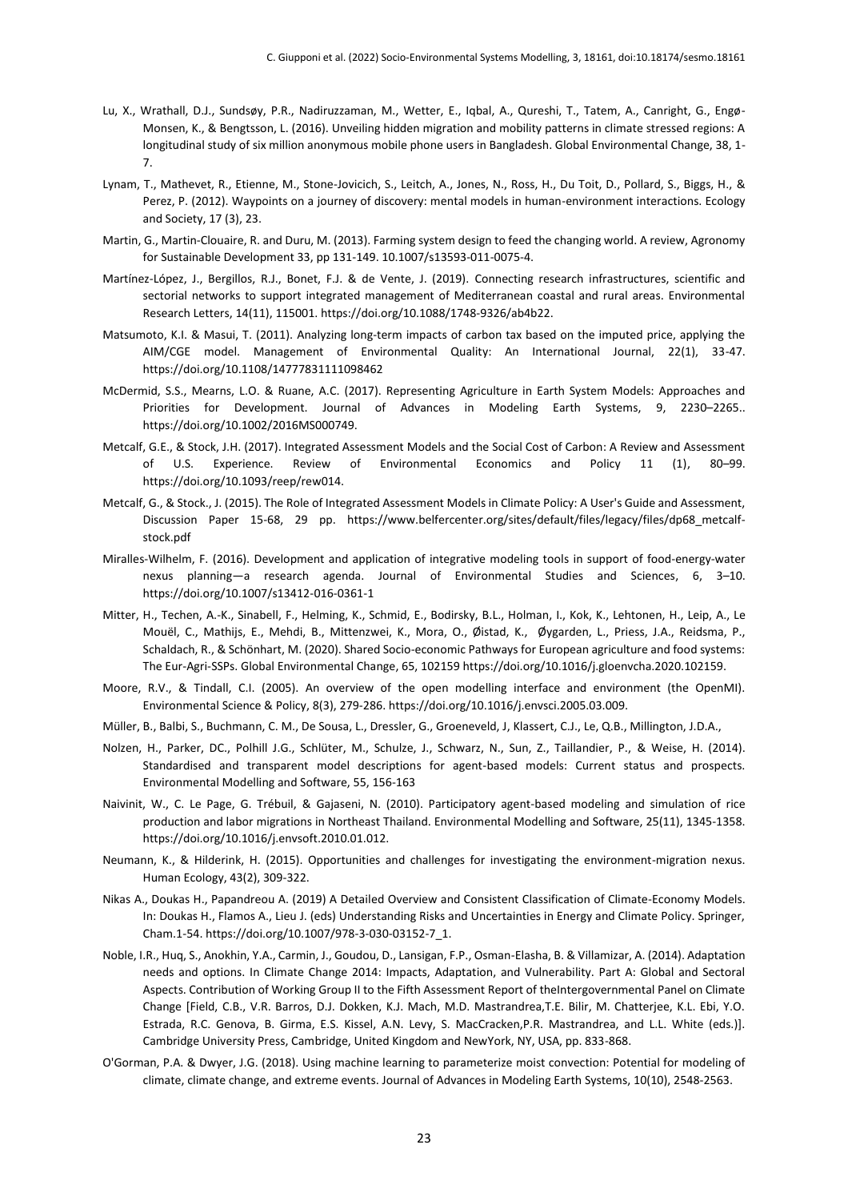Lu, X., Wrathall, D.J., Sundsøy, P.R., Nadiruzzaman, M., Wetter, E., Iqbal, A., Qureshi, T., Tatem, A., Canright, G., Engø-Monsen, K., & Bengtsson, L. (2016). Unveiling hidden migration and mobility patterns in climate stressed regions: A longitudinal study of six million anonymous mobile phone users in Bangladesh. Global Environmental Change, 38, 1-7.

Lynam, T., Mathevet, R., Etienne, M., Stone-Jovicich, S., Leitch, A., Jones, N., Ross, H., Du Toit, D., Pollard, S., Biggs, H., & Perez, P. (2012). Waypoints on a journey of discovery: mental models in human-environment interactions. Ecology and Society, 17 (3), 23.

Martin, G., Martin-Clouaire, R. and Duru, M. (2013). Farming system design to feed the changing world. A review, Agronomy for Sustainable Development 33, pp 131-149. 10.1007/s13593-011-0075-4.

Martínez-López, J., Bergillos, R.J., Bonet, F.J. & de Vente, J. (2019). Connecting research infrastructures, scientific and sectorial networks to support integrated management of Mediterranean coastal and rural areas. Environmental Research Letters, 14(11), 115001. https://doi.org/10.1088/1748-9326/ab4b22.

Matsumoto, K.I. & Masui, T. (2011). Analyzing long-term impacts of carbon tax based on the imputed price, applying the AIM/CGE model. Management of Environmental Quality: An International Journal, 22(1), 33-47. https://doi.org/10.1108/14777831111098462

McDermid, S.S., Mearns, L.O. & Ruane, A.C. (2017). Representing Agriculture in Earth System Models: Approaches and Priorities for Development. Journal of Advances in Modeling Earth Systems, 9, 2230–2265.. https://doi.org/10.1002/2016MS000749.

Metcalf, G.E., & Stock, J.H. (2017). Integrated Assessment Models and the Social Cost of Carbon: A Review and Assessment of U.S. Experience. Review of Environmental Economics and Policy 11 (1), 80–99. https://doi.org/10.1093/reep/rew014.

Metcalf, G., & Stock., J. (2015). The Role of Integrated Assessment Models in Climate Policy: A User's Guide and Assessment, Discussion Paper 15-68, 29 pp. https://www.belfercenter.org/sites/default/files/legacy/files/dp68_metcalf-stock.pdf

Miralles-Wilhelm, F. (2016). Development and application of integrative modeling tools in support of food-energy-water nexus planning—a research agenda. Journal of Environmental Studies and Sciences, 6, 3–10. https://doi.org/10.1007/s13412-016-0361-1

Mitter, H., Techen, A.-K., Sinabell, F., Helming, K., Schmid, E., Bodirsky, B.L., Holman, I., Kok, K., Lehtonen, H., Leip, A., Le Mouël, C., Mathijs, E., Mehdi, B., Mittenzwei, K., Mora, O., Øistad, K., Øygarden, L., Priess, J.A., Reidsma, P., Schaldach, R., & Schönhart, M. (2020). Shared Socio-economic Pathways for European agriculture and food systems: The Eur-Agri-SSPs. Global Environmental Change, 65, 102159 https://doi.org/10.1016/j.gloenvcha.2020.102159.

Moore, R.V., & Tindall, C.I. (2005). An overview of the open modelling interface and environment (the OpenMI). Environmental Science & Policy, 8(3), 279-286. https://doi.org/10.1016/j.envsci.2005.03.009.

Müller, B., Balbi, S., Buchmann, C. M., De Sousa, L., Dressler, G., Groeneveld, J, Klassert, C.J., Le, Q.B., Millington, J.D.A.,

Nolzen, H., Parker, DC., Polhill J.G., Schlüter, M., Schulze, J., Schwarz, N., Sun, Z., Taillandier, P., & Weise, H. (2014). Standardised and transparent model descriptions for agent-based models: Current status and prospects. Environmental Modelling and Software, 55, 156-163

Naivinit, W., C. Le Page, G. Trébuil, & Gajaseni, N. (2010). Participatory agent-based modeling and simulation of rice production and labor migrations in Northeast Thailand. Environmental Modelling and Software, 25(11), 1345-1358. https://doi.org/10.1016/j.envsoft.2010.01.012.

Neumann, K., & Hilderink, H. (2015). Opportunities and challenges for investigating the environment-migration nexus. Human Ecology, 43(2), 309-322.

Nikas A., Doukas H., Papandreou A. (2019) A Detailed Overview and Consistent Classification of Climate-Economy Models. In: Doukas H., Flamos A., Lieu J. (eds) Understanding Risks and Uncertainties in Energy and Climate Policy. Springer, Cham.1-54. https://doi.org/10.1007/978-3-030-03152-7_1.

Noble, I.R., Huq, S., Anokhin, Y.A., Carmin, J., Goudou, D., Lansigan, F.P., Osman-Elasha, B. & Villamizar, A. (2014). Adaptation needs and options. In Climate Change 2014: Impacts, Adaptation, and Vulnerability. Part A: Global and Sectoral Aspects. Contribution of Working Group II to the Fifth Assessment Report of theIntergovernmental Panel on Climate Change [Field, C.B., V.R. Barros, D.J. Dokken, K.J. Mach, M.D. Mastrandrea,T.E. Bilir, M. Chatterjee, K.L. Ebi, Y.O. Estrada, R.C. Genova, B. Girma, E.S. Kissel, A.N. Levy, S. MacCracken,P.R. Mastrandrea, and L.L. White (eds.)]. Cambridge University Press, Cambridge, United Kingdom and NewYork, NY, USA, pp. 833-868.

O'Gorman, P.A. & Dwyer, J.G. (2018). Using machine learning to parameterize moist convection: Potential for modeling of climate, climate change, and extreme events. Journal of Advances in Modeling Earth Systems, 10(10), 2548-2563.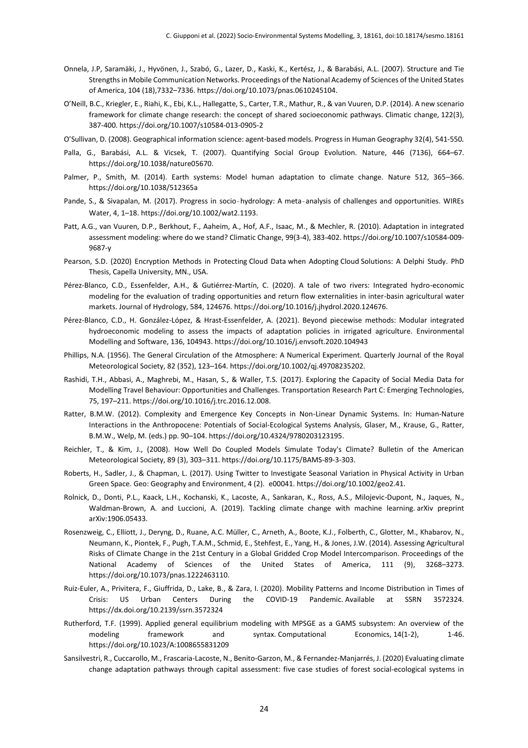Onnela, J.P, Saramäki, J., Hyvönen, J., Szabó, G., Lazer, D., Kaski, K., Kertész, J., & Barabási, A.L. (2007). Structure and Tie Strengths in Mobile Communication Networks. Proceedings of the National Academy of Sciences of the United States of America, 104 (18),7332–7336. https://doi.org/10.1073/pnas.0610245104.

O'Neill, B.C., Kriegler, E., Riahi, K., Ebi, K.L., Hallegatte, S., Carter, T.R., Mathur, R., & van Vuuren, D.P. (2014). A new scenario framework for climate change research: the concept of shared socioeconomic pathways. Climatic change, 122(3), 387-400. https://doi.org/10.1007/s10584-013-0905-2

O'Sullivan, D. (2008). Geographical information science: agent-based models. Progress in Human Geography 32(4), 541-550.

Palla, G., Barabási, A.L. & Vicsek, T. (2007). Quantifying Social Group Evolution. Nature, 446 (7136), 664–67. https://doi.org/10.1038/nature05670.

Palmer, P., Smith, M. (2014). Earth systems: Model human adaptation to climate change. Nature 512, 365–366. https://doi.org/10.1038/512365a

Pande, S., & Sivapalan, M. (2017). Progress in socio‐hydrology: A meta‐analysis of challenges and opportunities. WIREs Water, 4, 1–18. https://doi.org/10.1002/wat2.1193.

Patt, A.G., van Vuuren, D.P., Berkhout, F., Aaheim, A., Hof, A.F., Isaac, M., & Mechler, R. (2010). Adaptation in integrated assessment modeling: where do we stand? Climatic Change, 99(3-4), 383-402. https://doi.org/10.1007/s10584-009-9687-y

Pearson, S.D. (2020) Encryption Methods in Protecting Cloud Data when Adopting Cloud Solutions: A Delphi Study. PhD Thesis, Capella University, MN., USA.

Pérez-Blanco, C.D., Essenfelder, A.H., & Gutiérrez-Martín, C. (2020). A tale of two rivers: Integrated hydro-economic modeling for the evaluation of trading opportunities and return flow externalities in inter-basin agricultural water markets. Journal of Hydrology, 584, 124676. https://doi.org/10.1016/j.jhydrol.2020.124676.

Pérez-Blanco, C.D., H. González-López, & Hrast-Essenfelder, A. (2021). Beyond piecewise methods: Modular integrated hydroeconomic modeling to assess the impacts of adaptation policies in irrigated agriculture. Environmental Modelling and Software, 136, 104943. https://doi.org/10.1016/j.envsoft.2020.104943

Phillips, N.A. (1956). The General Circulation of the Atmosphere: A Numerical Experiment. Quarterly Journal of the Royal Meteorological Society, 82 (352), 123–164. https://doi.org/10.1002/qj.49708235202.

Rashidi, T.H., Abbasi, A., Maghrebi, M., Hasan, S., & Waller, T.S. (2017). Exploring the Capacity of Social Media Data for Modelling Travel Behaviour: Opportunities and Challenges. Transportation Research Part C: Emerging Technologies, 75, 197–211. https://doi.org/10.1016/j.trc.2016.12.008.

Ratter, B.M.W. (2012). Complexity and Emergence Key Concepts in Non-Linear Dynamic Systems. In: Human-Nature Interactions in the Anthropocene: Potentials of Social-Ecological Systems Analysis, Glaser, M., Krause, G., Ratter, B.M.W., Welp, M. (eds.) pp. 90–104. https://doi.org/10.4324/9780203123195.

Reichler, T., & Kim, J., (2008). How Well Do Coupled Models Simulate Today's Climate? Bulletin of the American Meteorological Society, 89 (3), 303–311. https://doi.org/10.1175/BAMS-89-3-303.

Roberts, H., Sadler, J., & Chapman, L. (2017). Using Twitter to Investigate Seasonal Variation in Physical Activity in Urban Green Space. Geo: Geography and Environment, 4 (2). e00041. https://doi.org/10.1002/geo2.41.

Rolnick, D., Donti, P.L., Kaack, L.H., Kochanski, K., Lacoste, A., Sankaran, K., Ross, A.S., Milojevic-Dupont, N., Jaques, N., Waldman-Brown, A. and Luccioni, A. (2019). Tackling climate change with machine learning. arXiv preprint arXiv:1906.05433.

Rosenzweig, C., Elliott, J., Deryng, D., Ruane, A.C. Müller, C., Arneth, A., Boote, K.J., Folberth, C., Glotter, M., Khabarov, N., Neumann, K., Piontek, F., Pugh, T.A.M., Schmid, E., Stehfest, E., Yang, H., & Jones, J.W. (2014). Assessing Agricultural Risks of Climate Change in the 21st Century in a Global Gridded Crop Model Intercomparison. Proceedings of the National Academy of Sciences of the United States of America, 111 (9), 3268–3273. https://doi.org/10.1073/pnas.1222463110.

Ruiz-Euler, A., Privitera, F., Giuffrida, D., Lake, B., & Zara, I. (2020). Mobility Patterns and Income Distribution in Times of Crisis: US Urban Centers During the COVID-19 Pandemic. Available at SSRN 3572324. https://dx.doi.org/10.2139/ssrn.3572324

Rutherford, T.F. (1999). Applied general equilibrium modeling with MPSGE as a GAMS subsystem: An overview of the modeling framework and syntax. Computational Economics, 14(1-2), 1-46. https://doi.org/10.1023/A:1008655831209

Sansilvestri, R., Cuccarollo, M., Frascaria-Lacoste, N., Benito-Garzon, M., & Fernandez-Manjarrés, J. (2020) Evaluating climate change adaptation pathways through capital assessment: five case studies of forest social-ecological systems in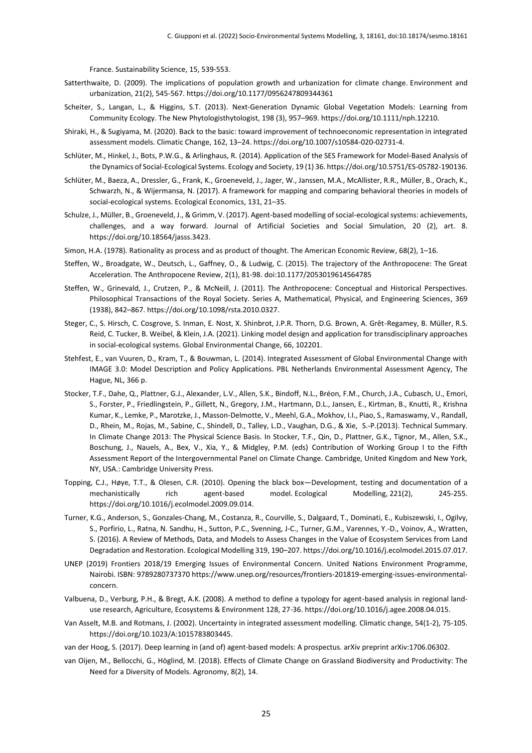France. Sustainability Science, 15, 539-553.

Satterthwaite, D. (2009). The implications of population growth and urbanization for climate change. Environment and urbanization, 21(2), 545-567. https://doi.org/10.1177/0956247809344361

Scheiter, S., Langan, L., & Higgins, S.T. (2013). Next-Generation Dynamic Global Vegetation Models: Learning from Community Ecology. The New Phytologisthytologist, 198 (3), 957–969. https://doi.org/10.1111/nph.12210.

Shiraki, H., & Sugiyama, M. (2020). Back to the basic: toward improvement of technoeconomic representation in integrated assessment models. Climatic Change, 162, 13–24. https://doi.org/10.1007/s10584-020-02731-4.

Schlüter, M., Hinkel, J., Bots, P.W.G., & Arlinghaus, R. (2014). Application of the SES Framework for Model-Based Analysis of the Dynamics of Social-Ecological Systems. Ecology and Society, 19 (1) 36. https://doi.org/10.5751/ES-05782-190136.

Schlüter, M., Baeza, A., Dressler, G., Frank, K., Groeneveld, J., Jager, W., Janssen, M.A., McAllister, R.R., Müller, B., Orach, K., Schwarzh, N., & Wijermansa, N. (2017). A framework for mapping and comparing behavioral theories in models of social-ecological systems. Ecological Economics, 131, 21–35.

Schulze, J., Müller, B., Groeneveld, J., & Grimm, V. (2017). Agent-based modelling of social-ecological systems: achievements, challenges, and a way forward. Journal of Artificial Societies and Social Simulation, 20 (2), art. 8. https://doi.org/10.18564/jasss.3423.

Simon, H.A. (1978). Rationality as process and as product of thought. The American Economic Review, 68(2), 1–16.

Steffen, W., Broadgate, W., Deutsch, L., Gaffney, O., & Ludwig, C. (2015). The trajectory of the Anthropocene: The Great Acceleration. The Anthropocene Review, 2(1), 81-98. doi:10.1177/2053019614564785

Steffen, W., Grinevald, J., Crutzen, P., & McNeill, J. (2011). The Anthropocene: Conceptual and Historical Perspectives. Philosophical Transactions of the Royal Society. Series A, Mathematical, Physical, and Engineering Sciences, 369 (1938), 842–867. https://doi.org/10.1098/rsta.2010.0327.

Steger, C., S. Hirsch, C. Cosgrove, S. Inman, E. Nost, X. Shinbrot, J.P.R. Thorn, D.G. Brown, A. Grêt-Regamey, B. Müller, R.S. Reid, C. Tucker, B. Weibel, & Klein, J.A. (2021). Linking model design and application for transdisciplinary approaches in social-ecological systems. Global Environmental Change, 66, 102201.

Stehfest, E., van Vuuren, D., Kram, T., & Bouwman, L. (2014). Integrated Assessment of Global Environmental Change with IMAGE 3.0: Model Description and Policy Applications. PBL Netherlands Environmental Assessment Agency, The Hague, NL, 366 p.

Stocker, T.F., Dahe, Q., Plattner, G.J., Alexander, L.V., Allen, S.K., Bindoff, N.L., Bréon, F.M., Church, J.A., Cubasch, U., Emori, S., Forster, P., Friedlingstein, P., Gillett, N., Gregory, J.M., Hartmann, D.L., Jansen, E., Kirtman, B., Knutti, R., Krishna Kumar, K., Lemke, P., Marotzke, J., Masson-Delmotte, V., Meehl, G.A., Mokhov, I.I., Piao, S., Ramaswamy, V., Randall, D., Rhein, M., Rojas, M., Sabine, C., Shindell, D., Talley, L.D., Vaughan, D.G., & Xie, S.-P.(2013). Technical Summary. In Climate Change 2013: The Physical Science Basis. In Stocker, T.F., Qin, D., Plattner, G.K., Tignor, M., Allen, S.K., Boschung, J., Nauels, A., Bex, V., Xia, Y., & Midgley, P.M. (eds) Contribution of Working Group I to the Fifth Assessment Report of the Intergovernmental Panel on Climate Change. Cambridge, United Kingdom and New York, NY, USA.: Cambridge University Press.

Topping, C.J., Høye, T.T., & Olesen, C.R. (2010). Opening the black box—Development, testing and documentation of a mechanistically rich agent-based model. Ecological Modelling, 221(2), 245-255. https://doi.org/10.1016/j.ecolmodel.2009.09.014.

Turner, K.G., Anderson, S., Gonzales-Chang, M., Costanza, R., Courville, S., Dalgaard, T., Dominati, E., Kubiszewski, I., Ogilvy, S., Porfirio, L., Ratna, N. Sandhu, H., Sutton, P.C., Svenning, J-C., Turner, G.M., Varennes, Y.-D., Voinov, A., Wratten, S. (2016). A Review of Methods, Data, and Models to Assess Changes in the Value of Ecosystem Services from Land Degradation and Restoration. Ecological Modelling 319, 190–207. https://doi.org/10.1016/j.ecolmodel.2015.07.017.

UNEP (2019) Frontiers 2018/19 Emerging Issues of Environmental Concern. United Nations Environment Programme, Nairobi. ISBN: 9789280737370 https://www.unep.org/resources/frontiers-201819-emerging-issues-environmental-concern.

Valbuena, D., Verburg, P.H., & Bregt, A.K. (2008). A method to define a typology for agent-based analysis in regional land-use research, Agriculture, Ecosystems & Environment 128, 27-36. https://doi.org/10.1016/j.agee.2008.04.015.

Van Asselt, M.B. and Rotmans, J. (2002). Uncertainty in integrated assessment modelling. Climatic change, 54(1-2), 75-105. https://doi.org/10.1023/A:1015783803445.

van der Hoog, S. (2017). Deep learning in (and of) agent-based models: A prospectus. arXiv preprint arXiv:1706.06302.

van Oijen, M., Bellocchi, G., Höglind, M. (2018). Effects of Climate Change on Grassland Biodiversity and Productivity: The Need for a Diversity of Models. Agronomy, 8(2), 14.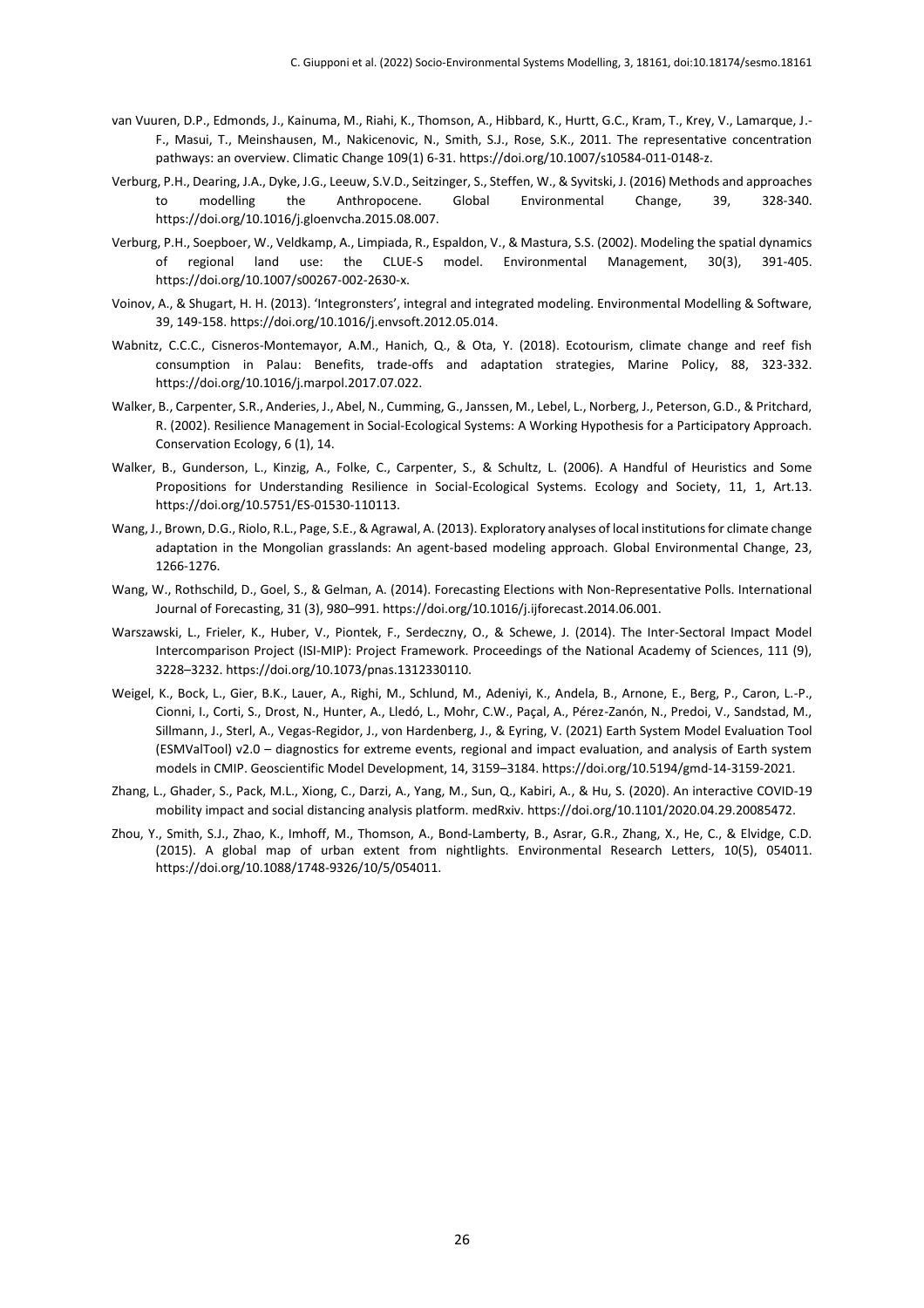van Vuuren, D.P., Edmonds, J., Kainuma, M., Riahi, K., Thomson, A., Hibbard, K., Hurtt, G.C., Kram, T., Krey, V., Lamarque, J.-F., Masui, T., Meinshausen, M., Nakicenovic, N., Smith, S.J., Rose, S.K., 2011. The representative concentration pathways: an overview. Climatic Change 109(1) 6-31. https://doi.org/10.1007/s10584-011-0148-z.

Verburg, P.H., Dearing, J.A., Dyke, J.G., Leeuw, S.V.D., Seitzinger, S., Steffen, W., & Syvitski, J. (2016) Methods and approaches to modelling the Anthropocene. Global Environmental Change, 39, 328-340. https://doi.org/10.1016/j.gloenvcha.2015.08.007.

Verburg, P.H., Soepboer, W., Veldkamp, A., Limpiada, R., Espaldon, V., & Mastura, S.S. (2002). Modeling the spatial dynamics of regional land use: the CLUE-S model. Environmental Management, 30(3), 391-405. https://doi.org/10.1007/s00267-002-2630-x.

Voinov, A., & Shugart, H. H. (2013). 'Integronsters', integral and integrated modeling. Environmental Modelling & Software, 39, 149-158. https://doi.org/10.1016/j.envsoft.2012.05.014.

Wabnitz, C.C.C., Cisneros-Montemayor, A.M., Hanich, Q., & Ota, Y. (2018). Ecotourism, climate change and reef fish consumption in Palau: Benefits, trade-offs and adaptation strategies, Marine Policy, 88, 323-332. https://doi.org/10.1016/j.marpol.2017.07.022.

Walker, B., Carpenter, S.R., Anderies, J., Abel, N., Cumming, G., Janssen, M., Lebel, L., Norberg, J., Peterson, G.D., & Pritchard, R. (2002). Resilience Management in Social-Ecological Systems: A Working Hypothesis for a Participatory Approach. Conservation Ecology, 6 (1), 14.

Walker, B., Gunderson, L., Kinzig, A., Folke, C., Carpenter, S., & Schultz, L. (2006). A Handful of Heuristics and Some Propositions for Understanding Resilience in Social-Ecological Systems. Ecology and Society, 11, 1, Art.13. https://doi.org/10.5751/ES-01530-110113.

Wang, J., Brown, D.G., Riolo, R.L., Page, S.E., & Agrawal, A. (2013). Exploratory analyses of local institutions for climate change adaptation in the Mongolian grasslands: An agent-based modeling approach. Global Environmental Change, 23, 1266-1276.

Wang, W., Rothschild, D., Goel, S., & Gelman, A. (2014). Forecasting Elections with Non-Representative Polls. International Journal of Forecasting, 31 (3), 980–991. https://doi.org/10.1016/j.ijforecast.2014.06.001.

Warszawski, L., Frieler, K., Huber, V., Piontek, F., Serdeczny, O., & Schewe, J. (2014). The Inter-Sectoral Impact Model Intercomparison Project (ISI-MIP): Project Framework. Proceedings of the National Academy of Sciences, 111 (9), 3228–3232. https://doi.org/10.1073/pnas.1312330110.

Weigel, K., Bock, L., Gier, B.K., Lauer, A., Righi, M., Schlund, M., Adeniyi, K., Andela, B., Arnone, E., Berg, P., Caron, L.-P., Cionni, I., Corti, S., Drost, N., Hunter, A., Lledó, L., Mohr, C.W., Paçal, A., Pérez-Zanón, N., Predoi, V., Sandstad, M., Sillmann, J., Sterl, A., Vegas-Regidor, J., von Hardenberg, J., & Eyring, V. (2021) Earth System Model Evaluation Tool (ESMValTool) v2.0 – diagnostics for extreme events, regional and impact evaluation, and analysis of Earth system models in CMIP. Geoscientific Model Development, 14, 3159–3184. https://doi.org/10.5194/gmd-14-3159-2021.

Zhang, L., Ghader, S., Pack, M.L., Xiong, C., Darzi, A., Yang, M., Sun, Q., Kabiri, A., & Hu, S. (2020). An interactive COVID-19 mobility impact and social distancing analysis platform. medRxiv. https://doi.org/10.1101/2020.04.29.20085472.

Zhou, Y., Smith, S.J., Zhao, K., Imhoff, M., Thomson, A., Bond-Lamberty, B., Asrar, G.R., Zhang, X., He, C., & Elvidge, C.D. (2015). A global map of urban extent from nightlights. Environmental Research Letters, 10(5), 054011. https://doi.org/10.1088/1748-9326/10/5/054011.